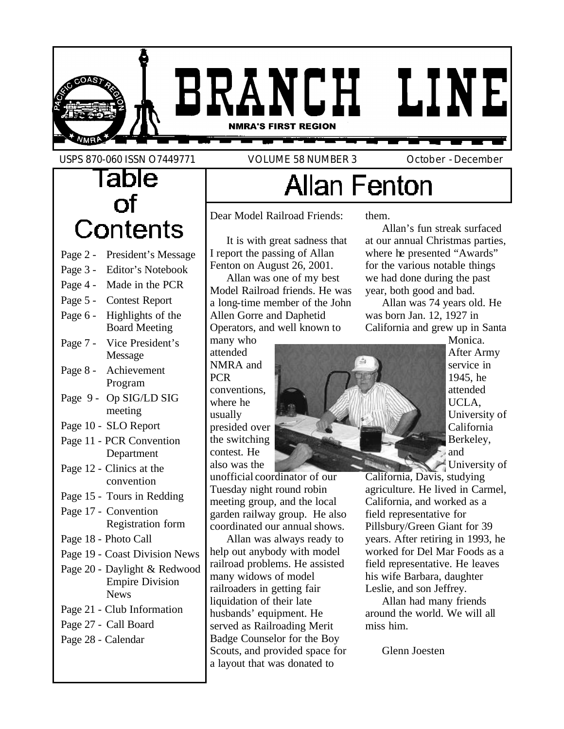# BRANCH LINE

**NMRA'S FIRST REGION**

USPS 870-060 ISSN O7449771 VOLUME 58 NUMBER 3 October - December

## Table of Contents

- Page 2 - President's Message
- Page 3 - Editor's Notebook
- Page 4 - Made in the PCR
- Page 5 - Contest Report
- Page 6 - Highlights of the Board Meeting
- Page 7 - Vice President's Message
- Page 8 - Achievement Program
- Page 9 - Op SIG/LD SIG meeting
- Page 10 - SLO Report
- Page 11 - PCR Convention Department
- Page 12 - Clinics at the convention
- Page 15 - Tours in Redding
- Page 17 - Convention Registration form
- Page 18 - Photo Call
- Page 19 - Coast Division News
- Page 20 - Daylight & Redwood Empire Division News
- Page 21 - Club Information
- Page 27 - Call Board
- Page 28 - Calendar

# Allan Fenton

Dear Model Railroad Friends:

It is with great sadness that I report the passing of Allan Fenton on August 26, 2001.

Allan was one of my best Model Railroad friends. He was a long-time member of the John Allen Gorre and Daphetid Operators, and well known to many who attended NMRA and PCR conventions, where he usually presided over the switching contest. He also was the unofficial coordinator of our Tuesday night round robin meeting group, and the local garden railway group. He also coordinated our annual shows.

Allan was always ready to help out anybody with model railroad problems. He assisted many widows of model railroaders in getting fair liquidation of their late husbands' equipment. He served as Railroading Merit Badge Counselor for the Boy Scouts, and provided space for a layout that was donated to them.

Allan's fun streak surfaced at our annual Christmas parties, where he presented "Awards" for the various notable things we had done during the past year, both good and bad.

Allan was 74 years old. He was born Jan. 12, 1927 in California and grew up in Santa Monica. After Army service in 1945, he attended UCLA, University of California Berkeley, and University of California, Davis, studying agriculture. He lived in Carmel, California, and worked as a field representative for Pillsbury/Green Giant for 39 years. After retiring in 1993, he worked for Del Mar Foods as a field representative. He leaves his wife Barbara, daughter Leslie, and son Jeffrey.

Allan had many friends around the world. We will all miss him.

Glenn Joesten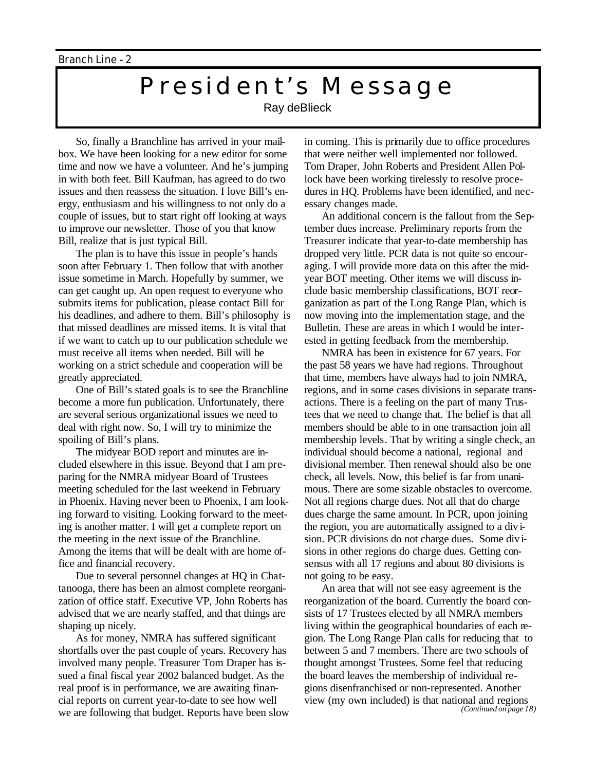# President's Message

Ray deBlieck

So, finally a Branchline has arrived in your mailbox. We have been looking for a new editor for some time and now we have a volunteer. And he's jumping in with both feet. Bill Kaufman, has agreed to do two issues and then reassess the situation. I love Bill's energy, enthusiasm and his willingness to not only do a couple of issues, but to start right off looking at ways to improve our newsletter. Those of you that know Bill, realize that is just typical Bill.

The plan is to have this issue in people's hands soon after February 1. Then follow that with another issue sometime in March. Hopefully by summer, we can get caught up. An open request to everyone who submits items for publication, please contact Bill for his deadlines, and adhere to them. Bill's philosophy is that missed deadlines are missed items. It is vital that if we want to catch up to our publication schedule we must receive all items when needed. Bill will be working on a strict schedule and cooperation will be greatly appreciated.

One of Bill's stated goals is to see the Branchline become a more fun publication. Unfortunately, there are several serious organizational issues we need to deal with right now. So, I will try to minimize the spoiling of Bill's plans.

The midyear BOD report and minutes are included elsewhere in this issue. Beyond that I am preparing for the NMRA midyear Board of Trustees meeting scheduled for the last weekend in February in Phoenix. Having never been to Phoenix, I am looking forward to visiting. Looking forward to the meeting is another matter. I will get a complete report on the meeting in the next issue of the Branchline. Among the items that will be dealt with are home office and financial recovery.

Due to several personnel changes at HQ in Chattanooga, there has been an almost complete reorganization of office staff. Executive VP, John Roberts has advised that we are nearly staffed, and that things are shaping up nicely.

As for money, NMRA has suffered significant shortfalls over the past couple of years. Recovery has involved many people. Treasurer Tom Draper has issued a final fiscal year 2002 balanced budget. As the real proof is in performance, we are awaiting financial reports on current year-to-date to see how well we are following that budget. Reports have been slow in coming. This is primarily due to office procedures that were neither well implemented nor followed. Tom Draper, John Roberts and President Allen Pollock have been working tirelessly to resolve procedures in HQ. Problems have been identified, and necessary changes made.

An additional concern is the fallout from the September dues increase. Preliminary reports from the Treasurer indicate that year-to-date membership has dropped very little. PCR data is not quite so encouraging. I will provide more data on this after the midyear BOT meeting. Other items we will discuss include basic membership classifications, BOT reorganization as part of the Long Range Plan, which is now moving into the implementation stage, and the Bulletin. These are areas in which I would be interested in getting feedback from the membership.

NMRA has been in existence for 67 years. For the past 58 years we have had regions. Throughout that time, members have always had to join NMRA, regions, and in some cases divisions in separate transactions. There is a feeling on the part of many Trustees that we need to change that. The belief is that all members should be able to in one transaction join all membership levels. That by writing a single check, an individual should become a national, regional and divisional member. Then renewal should also be one check, all levels. Now, this belief is far from unanimous. There are some sizable obstacles to overcome. Not all regions charge dues. Not all that do charge dues charge the same amount. In PCR, upon joining the region, you are automatically assigned to a division. PCR divisions do not charge dues. Some divisions in other regions do charge dues. Getting consensus with all 17 regions and about 80 divisions is not going to be easy.

An area that will not see easy agreement is the reorganization of the board. Currently the board consists of 17 Trustees elected by all NMRA members living within the geographical boundaries of each region. The Long Range Plan calls for reducing that to between 5 and 7 members. There are two schools of thought amongst Trustees. Some feel that reducing the board leaves the membership of individual regions disenfranchised or non-represented. Another view (my own included) is that national and regions

*(Continued on page 18)*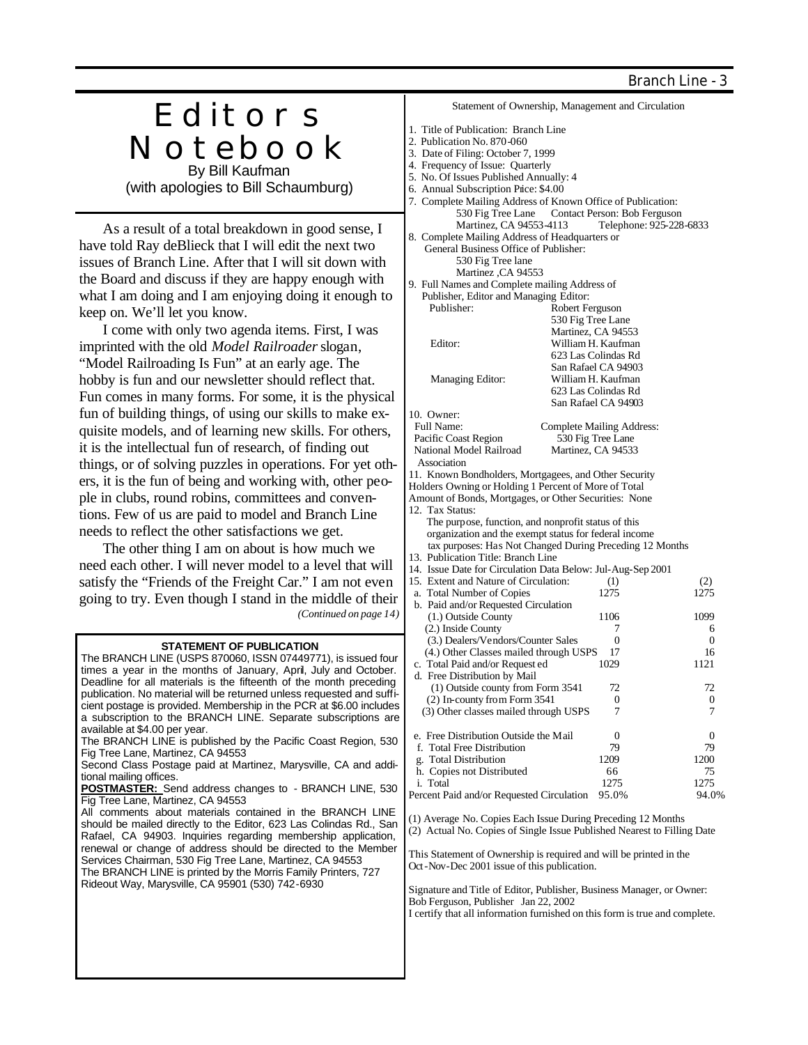# Editors Notebook

By Bill Kaufman
(with apologies to Bill Schaumburg)

As a result of a total breakdown in good sense, I have told Ray deBlieck that I will edit the next two issues of Branch Line. After that I will sit down with the Board and discuss if they are happy enough with what I am doing and I am enjoying doing it enough to keep on. We'll let you know.

I come with only two agenda items. First, I was imprinted with the old *Model Railroader* slogan, "Model Railroading Is Fun" at an early age. The hobby is fun and our newsletter should reflect that. Fun comes in many forms. For some, it is the physical fun of building things, of using our skills to make exquisite models, and of learning new skills. For others, it is the intellectual fun of research, of finding out things, or of solving puzzles in operations. For yet others, it is the fun of being and working with, other people in clubs, round robins, committees and conventions. Few of us are paid to model and Branch Line needs to reflect the other satisfactions we get.

The other thing I am on about is how much we need each other. I will never model to a level that will satisfy the "Friends of the Freight Car." I am not even going to try. Even though I stand in the middle of their

*(Continued on page 14)*

**STATEMENT OF PUBLICATION**

The BRANCH LINE (USPS 870060, ISSN 07449771), is issued four times a year in the months of January, April, July and October. Deadline for all materials is the fifteenth of the month preceding publication. No material will be returned unless requested and sufficient postage is provided. Membership in the PCR at $6.00 includes a subscription to the BRANCH LINE. Separate subscriptions are available at $4.00 per year.

The BRANCH LINE is published by the Pacific Coast Region, 530 Fig Tree Lane, Martinez, CA 94553

Second Class Postage paid at Martinez, Marysville, CA and additional mailing offices.

**POSTMASTER:** Send address changes to - BRANCH LINE, 530 Fig Tree Lane, Martinez, CA 94553

All comments about materials contained in the BRANCH LINE should be mailed directly to the Editor, 623 Las Colindas Rd., San Rafael, CA 94903. Inquiries regarding membership application, renewal or change of address should be directed to the Member Services Chairman, 530 Fig Tree Lane, Martinez, CA 94553

The BRANCH LINE is printed by the Morris Family Printers, 727 Rideout Way, Marysville, CA 95901 (530) 742-6930

Statement of Ownership, Management and Circulation

1. Title of Publication: Branch Line
2. Publication No. 870-060
3. Date of Filing: October 7, 1999
4. Frequency of Issue: Quarterly
5. No. Of Issues Published Annually: 4
6. Annual Subscription Price: $4.00
7. Complete Mailing Address of Known Office of Publication:
   530 Fig Tree Lane, Martinez, CA 94553-4113 — Contact Person: Bob Ferguson, Telephone: 925-228-6833
8. Complete Mailing Address of Headquarters or General Business Office of Publisher:
   530 Fig Tree lane
   Martinez ,CA 94553
9. Full Names and Complete mailing Address of Publisher, Editor and Managing Editor:
   Publisher: Robert Ferguson, 530 Fig Tree Lane, Martinez, CA 94553
   Editor: William H. Kaufman, 623 Las Colindas Rd, San Rafael CA 94903
   Managing Editor: William H. Kaufman, 623 Las Colindas Rd, San Rafael CA 94903
10. Owner:
   Full Name: Pacific Coast Region National Model Railroad Association
   Complete Mailing Address: 530 Fig Tree Lane, Martinez, CA 94533
11. Known Bondholders, Mortgagees, and Other Security Holders Owning or Holding 1 Percent of More of Total Amount of Bonds, Mortgages, or Other Securities: None
12. Tax Status:
   The purpose, function, and nonprofit status of this organization and the exempt status for federal income tax purposes: Has Not Changed During Preceding 12 Months
13. Publication Title: Branch Line
14. Issue Date for Circulation Data Below: Jul-Aug-Sep 2001
15. Extent and Nature of Circulation:

| | (1) | (2) |
|---|---|---|
| a. Total Number of Copies | 1275 | 1275 |
| b. Paid and/or Requested Circulation | | |
| (1.) Outside County | 1106 | 1099 |
| (2.) Inside County | 7 | 6 |
| (3.) Dealers/Vendors/Counter Sales | 0 | 0 |
| (4.) Other Classes mailed through USPS | 17 | 16 |
| c. Total Paid and/or Requested | 1029 | 1121 |
| d. Free Distribution by Mail | | |
| (1) Outside county from Form 3541 | 72 | 72 |
| (2) In-county from Form 3541 | 0 | 0 |
| (3) Other classes mailed through USPS | 7 | 7 |
| e. Free Distribution Outside the Mail | 0 | 0 |
| f. Total Free Distribution | 79 | 79 |
| g. Total Distribution | 1209 | 1200 |
| h. Copies not Distributed | 66 | 75 |
| i. Total | 1275 | 1275 |
| Percent Paid and/or Requested Circulation | 95.0% | 94.0% |

(1) Average No. Copies Each Issue During Preceding 12 Months
(2) Actual No. Copies of Single Issue Published Nearest to Filling Date

This Statement of Ownership is required and will be printed in the Oct-Nov-Dec 2001 issue of this publication.

Signature and Title of Editor, Publisher, Business Manager, or Owner:
Bob Ferguson, Publisher Jan 22, 2002
I certify that all information furnished on this form is true and complete.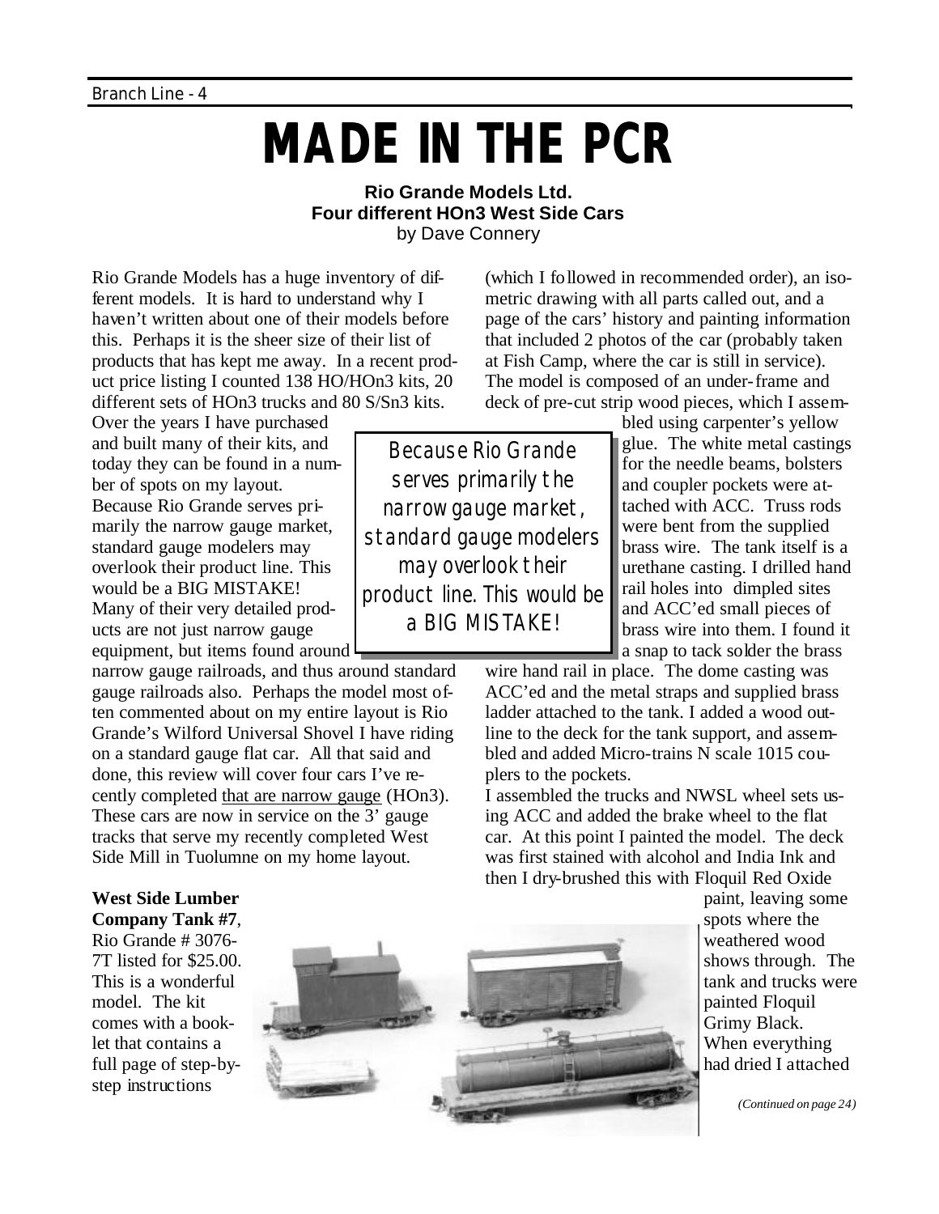# MADE IN THE PCR

**Rio Grande Models Ltd.**
**Four different HOn3 West Side Cars**
by Dave Connery

Rio Grande Models has a huge inventory of different models. It is hard to understand why I haven't written about one of their models before this. Perhaps it is the sheer size of their list of products that has kept me away. In a recent product price listing I counted 138 HO/HOn3 kits, 20 different sets of HOn3 trucks and 80 S/Sn3 kits. Over the years I have purchased and built many of their kits, and today they can be found in a number of spots on my layout. Because Rio Grande serves primarily the narrow gauge market, standard gauge modelers may overlook their product line. This would be a BIG MISTAKE! Many of their very detailed products are not just narrow gauge equipment, but items found around narrow gauge railroads, and thus around standard gauge railroads also. Perhaps the model most often commented about on my entire layout is Rio Grande's Wilford Universal Shovel I have riding on a standard gauge flat car. All that said and done, this review will cover four cars I've recently completed that are narrow gauge (HOn3). These cars are now in service on the 3' gauge tracks that serve my recently completed West Side Mill in Tuolumne on my home layout.

> *Because Rio Grande serves primarily the narrow gauge market, standard gauge modelers may overlook their product line. This would be a BIG MISTAKE!*

**West Side Lumber Company Tank #7**, Rio Grande # 3076-7T listed for $25.00. This is a wonderful model. The kit comes with a booklet that contains a full page of step-by-step instructions (which I followed in recommended order), an isometric drawing with all parts called out, and a page of the cars' history and painting information that included 2 photos of the car (probably taken at Fish Camp, where the car is still in service). The model is composed of an under-frame and deck of pre-cut strip wood pieces, which I assembled using carpenter's yellow glue. The white metal castings for the needle beams, bolsters and coupler pockets were attached with ACC. Truss rods were bent from the supplied brass wire. The tank itself is a urethane casting. I drilled hand rail holes into dimpled sites and ACC'ed small pieces of brass wire into them. I found it a snap to tack solder the brass wire hand rail in place. The dome casting was ACC'ed and the metal straps and supplied brass ladder attached to the tank. I added a wood outline to the deck for the tank support, and assembled and added Micro-trains N scale 1015 couplers to the pockets.

I assembled the trucks and NWSL wheel sets using ACC and added the brake wheel to the flat car. At this point I painted the model. The deck was first stained with alcohol and India Ink and then I dry-brushed this with Floquil Red Oxide paint, leaving some spots where the weathered wood shows through. The tank and trucks were painted Floquil Grimy Black. When everything had dried I attached

*(Continued on page 24)*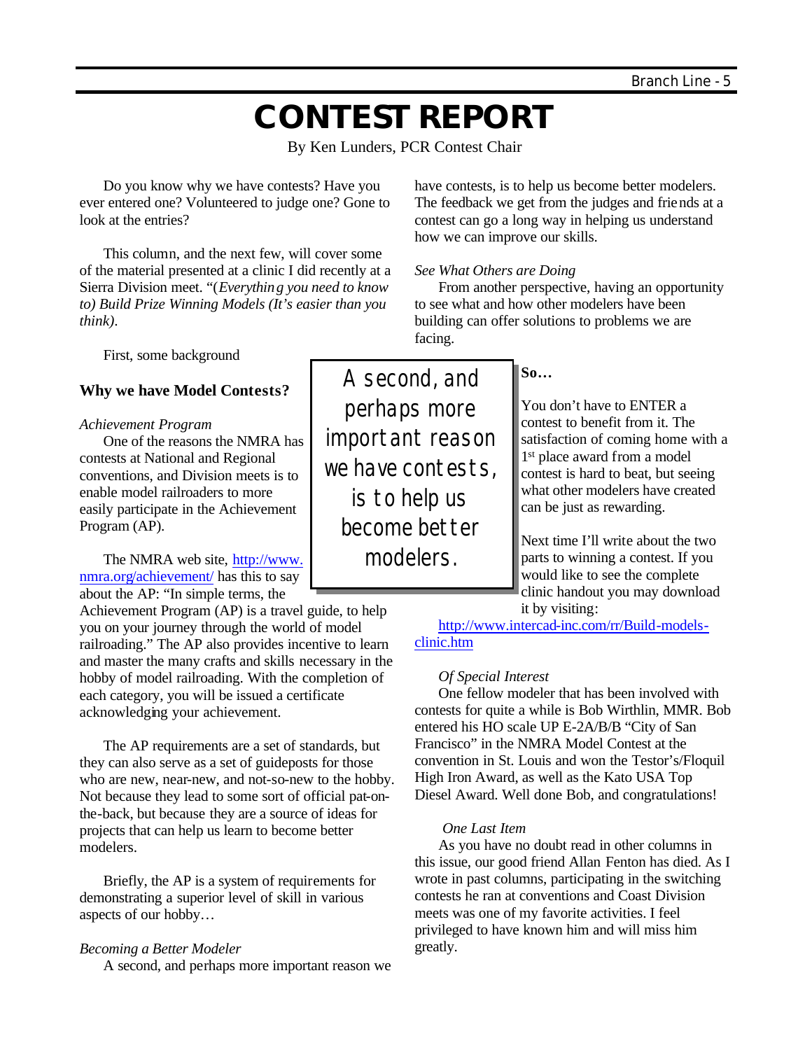# CONTEST REPORT

By Ken Lunders, PCR Contest Chair

Do you know why we have contests? Have you ever entered one? Volunteered to judge one? Gone to look at the entries?

This column, and the next few, will cover some of the material presented at a clinic I did recently at a Sierra Division meet. "(*Everything you need to know to) Build Prize Winning Models (It's easier than you think)*.

First, some background

### Why we have Model Contests?

*Achievement Program*

One of the reasons the NMRA has contests at National and Regional conventions, and Division meets is to enable model railroaders to more easily participate in the Achievement Program (AP).

The NMRA web site, http://www.nmra.org/achievement/ has this to say about the AP: "In simple terms, the Achievement Program (AP) is a travel guide, to help you on your journey through the world of model railroading." The AP also provides incentive to learn and master the many crafts and skills necessary in the hobby of model railroading. With the completion of each category, you will be issued a certificate acknowledging your achievement.

The AP requirements are a set of standards, but they can also serve as a set of guideposts for those who are new, near-new, and not-so-new to the hobby. Not because they lead to some sort of official pat-on-the-back, but because they are a source of ideas for projects that can help us learn to become better modelers.

Briefly, the AP is a system of requirements for demonstrating a superior level of skill in various aspects of our hobby…

*Becoming a Better Modeler*

A second, and perhaps more important reason we have contests, is to help us become better modelers. The feedback we get from the judges and friends at a contest can go a long way in helping us understand how we can improve our skills.

> A second, and perhaps more important reason we have contests, is to help us become better modelers.

*See What Others are Doing*

From another perspective, having an opportunity to see what and how other modelers have been building can offer solutions to problems we are facing.

**So…**

You don't have to ENTER a contest to benefit from it. The satisfaction of coming home with a 1st place award from a model contest is hard to beat, but seeing what other modelers have created can be just as rewarding.

Next time I'll write about the two parts to winning a contest. If you would like to see the complete clinic handout you may download it by visiting:

http://www.intercad-inc.com/rr/Build-models-clinic.htm

*Of Special Interest*

One fellow modeler that has been involved with contests for quite a while is Bob Wirthlin, MMR. Bob entered his HO scale UP E-2A/B/B "City of San Francisco" in the NMRA Model Contest at the convention in St. Louis and won the Testor's/Floquil High Iron Award, as well as the Kato USA Top Diesel Award. Well done Bob, and congratulations!

*One Last Item*

As you have no doubt read in other columns in this issue, our good friend Allan Fenton has died. As I wrote in past columns, participating in the switching contests he ran at conventions and Coast Division meets was one of my favorite activities. I feel privileged to have known him and will miss him greatly.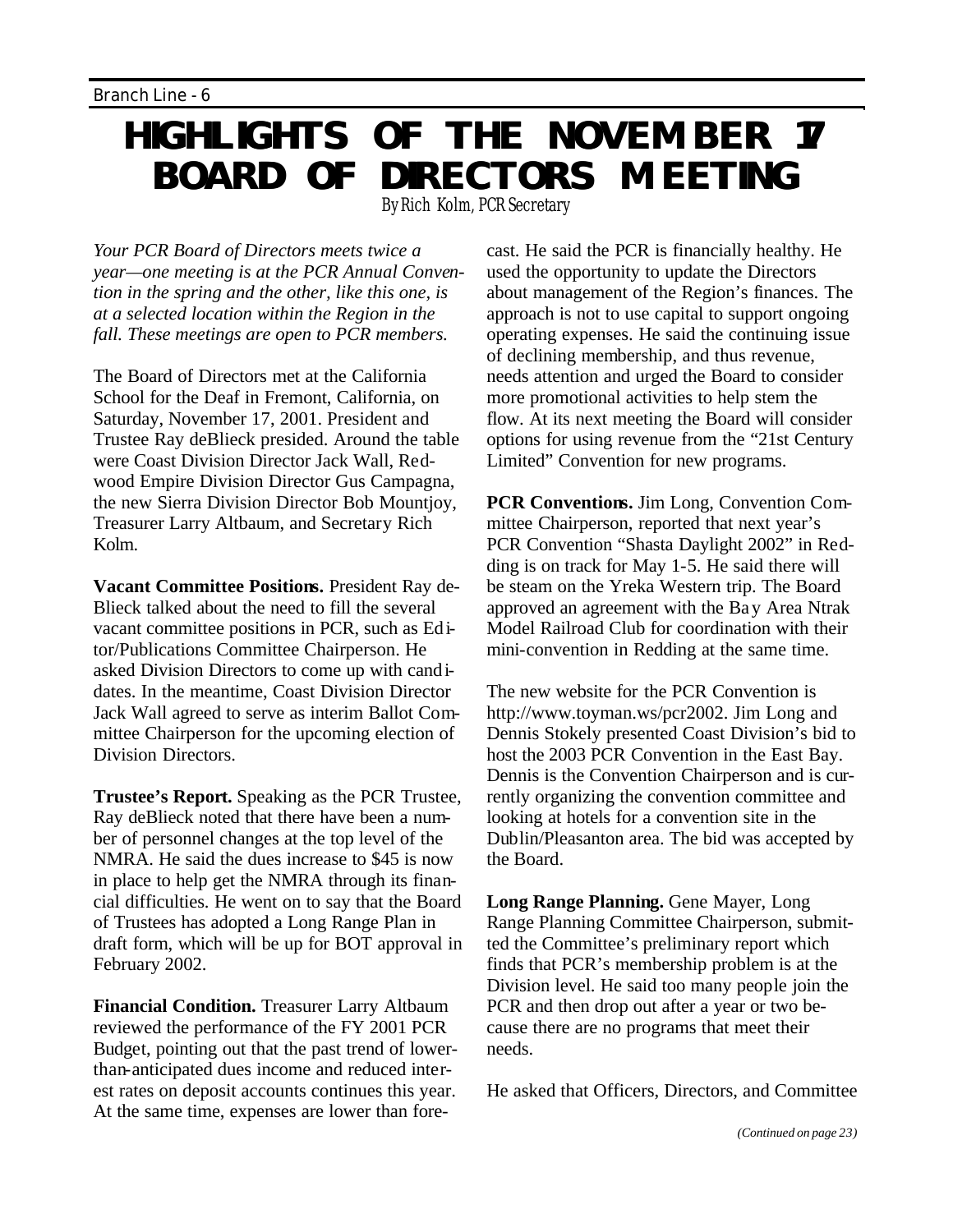# HIGHLIGHTS OF THE NOVEMBER 17 BOARD OF DIRECTORS MEETING

By Rich Kolm, PCR Secretary

*Your PCR Board of Directors meets twice a year—one meeting is at the PCR Annual Convention in the spring and the other, like this one, is at a selected location within the Region in the fall. These meetings are open to PCR members.*

The Board of Directors met at the California School for the Deaf in Fremont, California, on Saturday, November 17, 2001. President and Trustee Ray deBlieck presided. Around the table were Coast Division Director Jack Wall, Redwood Empire Division Director Gus Campagna, the new Sierra Division Director Bob Mountjoy, Treasurer Larry Altbaum, and Secretary Rich Kolm.

**Vacant Committee Positions.** President Ray deBlieck talked about the need to fill the several vacant committee positions in PCR, such as Editor/Publications Committee Chairperson. He asked Division Directors to come up with candidates. In the meantime, Coast Division Director Jack Wall agreed to serve as interim Ballot Committee Chairperson for the upcoming election of Division Directors.

**Trustee's Report.** Speaking as the PCR Trustee, Ray deBlieck noted that there have been a number of personnel changes at the top level of the NMRA. He said the dues increase to $45 is now in place to help get the NMRA through its financial difficulties. He went on to say that the Board of Trustees has adopted a Long Range Plan in draft form, which will be up for BOT approval in February 2002.

**Financial Condition.** Treasurer Larry Altbaum reviewed the performance of the FY 2001 PCR Budget, pointing out that the past trend of lower-than-anticipated dues income and reduced interest rates on deposit accounts continues this year. At the same time, expenses are lower than forecast. He said the PCR is financially healthy. He used the opportunity to update the Directors about management of the Region's finances. The approach is not to use capital to support ongoing operating expenses. He said the continuing issue of declining membership, and thus revenue, needs attention and urged the Board to consider more promotional activities to help stem the flow. At its next meeting the Board will consider options for using revenue from the "21st Century Limited" Convention for new programs.

**PCR Conventions.** Jim Long, Convention Committee Chairperson, reported that next year's PCR Convention "Shasta Daylight 2002" in Redding is on track for May 1-5. He said there will be steam on the Yreka Western trip. The Board approved an agreement with the Bay Area Ntrak Model Railroad Club for coordination with their mini-convention in Redding at the same time.

The new website for the PCR Convention is http://www.toyman.ws/pcr2002. Jim Long and Dennis Stokely presented Coast Division's bid to host the 2003 PCR Convention in the East Bay. Dennis is the Convention Chairperson and is currently organizing the convention committee and looking at hotels for a convention site in the Dublin/Pleasanton area. The bid was accepted by the Board.

**Long Range Planning.** Gene Mayer, Long Range Planning Committee Chairperson, submitted the Committee's preliminary report which finds that PCR's membership problem is at the Division level. He said too many people join the PCR and then drop out after a year or two because there are no programs that meet their needs.

He asked that Officers, Directors, and Committee

*(Continued on page 23)*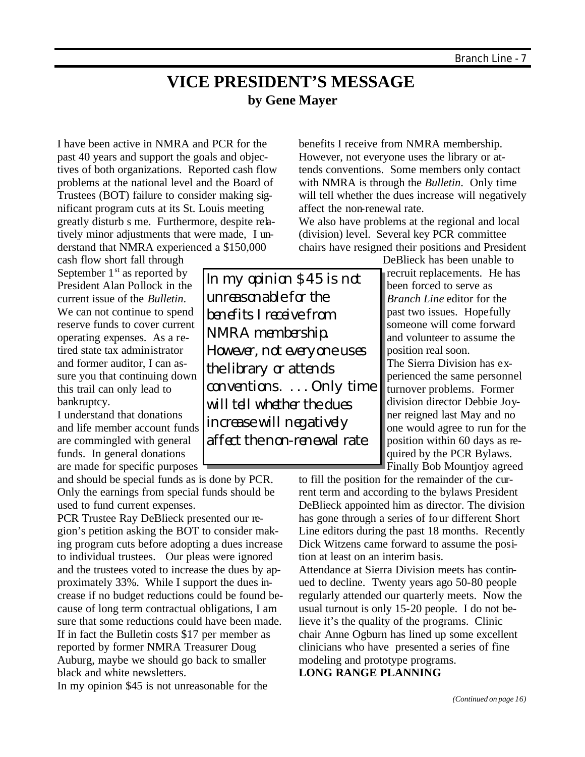# VICE PRESIDENT'S MESSAGE

**by Gene Mayer**

I have been active in NMRA and PCR for the past 40 years and support the goals and objectives of both organizations. Reported cash flow problems at the national level and the Board of Trustees (BOT) failure to consider making significant program cuts at its St. Louis meeting greatly disturb s me. Furthermore, despite relatively minor adjustments that were made, I understand that NMRA experienced a $150,000 cash flow short fall through September 1st as reported by President Alan Pollock in the current issue of the *Bulletin*. We can not continue to spend reserve funds to cover current operating expenses. As a retired state tax administrator and former auditor, I can assure you that continuing down this trail can only lead to bankruptcy.

I understand that donations and life member account funds are commingled with general funds. In general donations are made for specific purposes and should be special funds as is done by PCR. Only the earnings from special funds should be used to fund current expenses.

PCR Trustee Ray DeBlieck presented our region's petition asking the BOT to consider making program cuts before adopting a dues increase to individual trustees. Our pleas were ignored and the trustees voted to increase the dues by approximately 33%. While I support the dues increase if no budget reductions could be found because of long term contractual obligations, I am sure that some reductions could have been made. If in fact the Bulletin costs $17 per member as reported by former NMRA Treasurer Doug Auburg, maybe we should go back to smaller black and white newsletters.

In my opinion $45 is not unreasonable for the benefits I receive from NMRA membership. However, not everyone uses the library or attends conventions. Some members only contact with NMRA is through the *Bulletin*. Only time will tell whether the dues increase will negatively affect the non-renewal rate.

> *In my opinion $45 is not unreasonable for the benefits I receive from NMRA membership. However, not everyone uses the library or attends conventions. . . . Only time will tell whether the dues increase will negatively affect the non-renewal rate.*

We also have problems at the regional and local (division) level. Several key PCR committee chairs have resigned their positions and President DeBlieck has been unable to recruit replacements. He has been forced to serve as *Branch Line* editor for the past two issues. Hopefully someone will come forward and volunteer to assume the position real soon.

The Sierra Division has experienced the same personnel turnover problems. Former division director Debbie Joyner reigned last May and no one would agree to run for the position within 60 days as required by the PCR Bylaws. Finally Bob Mountjoy agreed to fill the position for the remainder of the current term and according to the bylaws President DeBlieck appointed him as director. The division has gone through a series of four different Short Line editors during the past 18 months. Recently Dick Witzens came forward to assume the position at least on an interim basis.

Attendance at Sierra Division meets has continued to decline. Twenty years ago 50-80 people regularly attended our quarterly meets. Now the usual turnout is only 15-20 people. I do not believe it's the quality of the programs. Clinic chair Anne Ogburn has lined up some excellent clinicians who have presented a series of fine modeling and prototype programs.

**LONG RANGE PLANNING**

*(Continued on page 16)*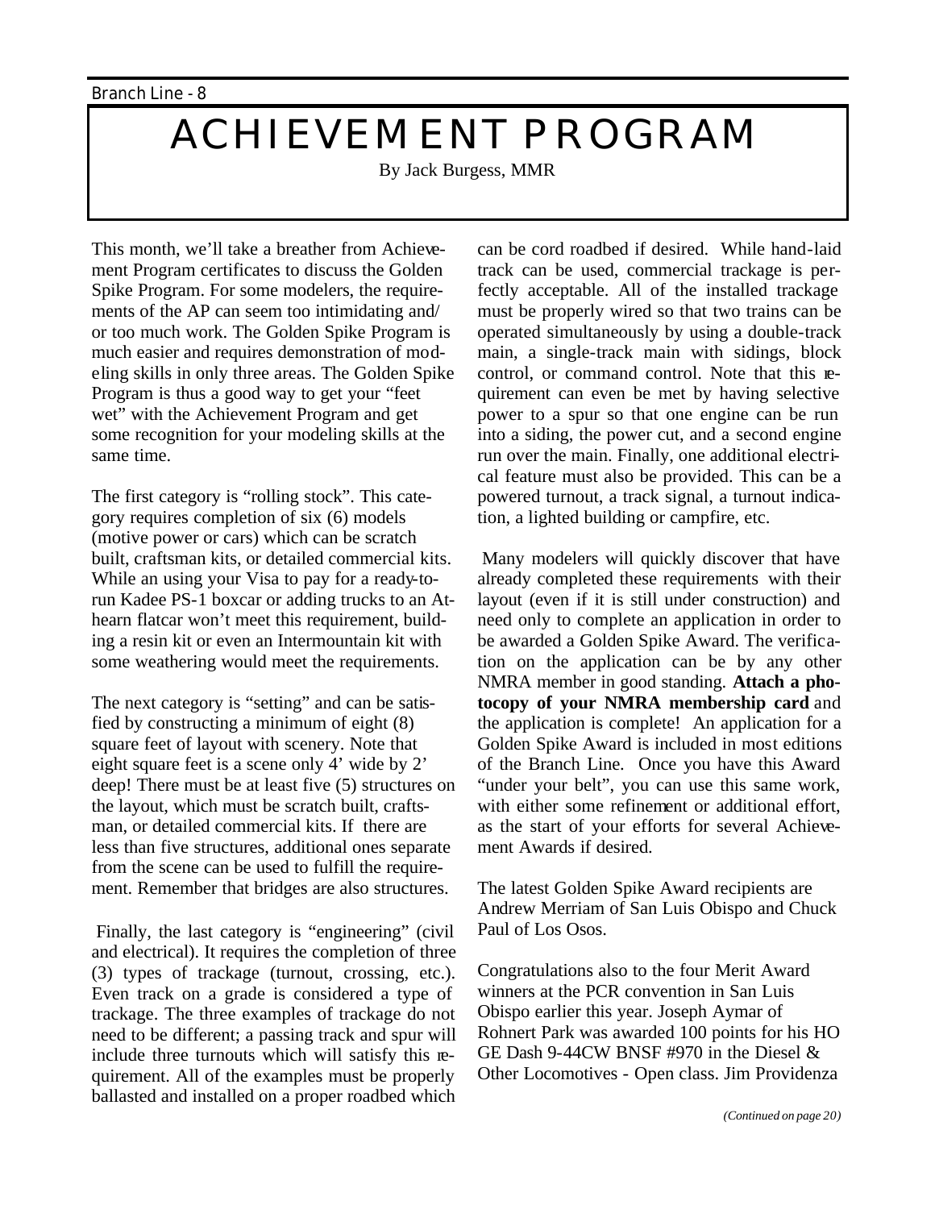# ACHIEVEMENT PROGRAM

By Jack Burgess, MMR

This month, we'll take a breather from Achievement Program certificates to discuss the Golden Spike Program. For some modelers, the requirements of the AP can seem too intimidating and/ or too much work. The Golden Spike Program is much easier and requires demonstration of modeling skills in only three areas. The Golden Spike Program is thus a good way to get your "feet wet" with the Achievement Program and get some recognition for your modeling skills at the same time.

The first category is "rolling stock". This category requires completion of six (6) models (motive power or cars) which can be scratch built, craftsman kits, or detailed commercial kits. While an using your Visa to pay for a ready-to-run Kadee PS-1 boxcar or adding trucks to an Athearn flatcar won't meet this requirement, building a resin kit or even an Intermountain kit with some weathering would meet the requirements.

The next category is "setting" and can be satisfied by constructing a minimum of eight (8) square feet of layout with scenery. Note that eight square feet is a scene only 4' wide by 2' deep! There must be at least five (5) structures on the layout, which must be scratch built, craftsman, or detailed commercial kits. If there are less than five structures, additional ones separate from the scene can be used to fulfill the requirement. Remember that bridges are also structures.

Finally, the last category is "engineering" (civil and electrical). It requires the completion of three (3) types of trackage (turnout, crossing, etc.). Even track on a grade is considered a type of trackage. The three examples of trackage do not need to be different; a passing track and spur will include three turnouts which will satisfy this requirement. All of the examples must be properly ballasted and installed on a proper roadbed which can be cord roadbed if desired. While hand-laid track can be used, commercial trackage is perfectly acceptable. All of the installed trackage must be properly wired so that two trains can be operated simultaneously by using a double-track main, a single-track main with sidings, block control, or command control. Note that this requirement can even be met by having selective power to a spur so that one engine can be run into a siding, the power cut, and a second engine run over the main. Finally, one additional electrical feature must also be provided. This can be a powered turnout, a track signal, a turnout indication, a lighted building or campfire, etc.

Many modelers will quickly discover that have already completed these requirements with their layout (even if it is still under construction) and need only to complete an application in order to be awarded a Golden Spike Award. The verification on the application can be by any other NMRA member in good standing. **Attach a photocopy of your NMRA membership card** and the application is complete! An application for a Golden Spike Award is included in most editions of the Branch Line. Once you have this Award "under your belt", you can use this same work, with either some refinement or additional effort, as the start of your efforts for several Achievement Awards if desired.

The latest Golden Spike Award recipients are Andrew Merriam of San Luis Obispo and Chuck Paul of Los Osos.

Congratulations also to the four Merit Award winners at the PCR convention in San Luis Obispo earlier this year. Joseph Aymar of Rohnert Park was awarded 100 points for his HO GE Dash 9-44CW BNSF #970 in the Diesel & Other Locomotives - Open class. Jim Providenza

*(Continued on page 20)*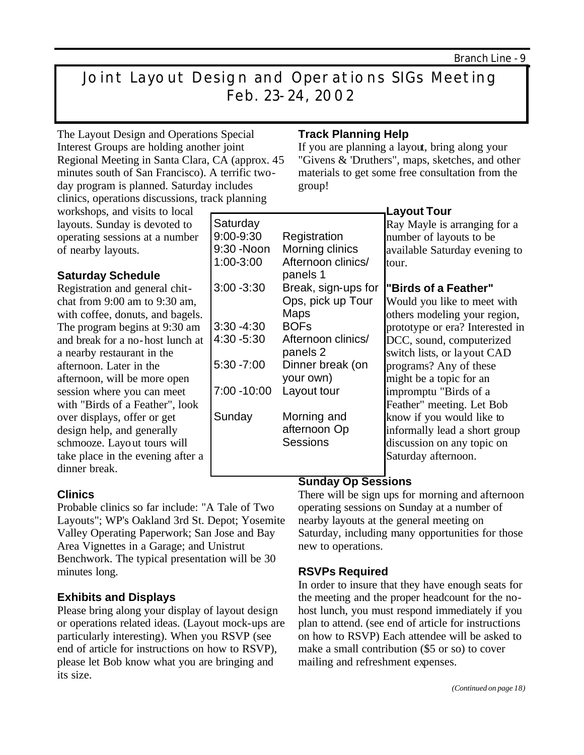# Joint Layout Design and Operations SIGs Meeting Feb. 23-24, 2002

The Layout Design and Operations Special Interest Groups are holding another joint Regional Meeting in Santa Clara, CA (approx. 45 minutes south of San Francisco). A terrific two-day program is planned. Saturday includes clinics, operations discussions, track planning workshops, and visits to local layouts. Sunday is devoted to operating sessions at a number of nearby layouts.

### Saturday Schedule

Registration and general chit-chat from 9:00 am to 9:30 am, with coffee, donuts, and bagels. The program begins at 9:30 am and break for a no-host lunch at a nearby restaurant in the afternoon. Later in the afternoon, will be more open session where you can meet with "Birds of a Feather", look over displays, offer or get design help, and generally schmooze. Layout tours will take place in the evening after a dinner break.

| Saturday | |
|---|---|
| 9:00-9:30 | Registration |
| 9:30 -Noon | Morning clinics |
| 1:00-3:00 | Afternoon clinics/ panels 1 |
| 3:00 -3:30 | Break, sign-ups for Ops, pick up Tour Maps |
| 3:30 -4:30 | BOFs |
| 4:30 -5:30 | Afternoon clinics/ panels 2 |
| 5:30 -7:00 | Dinner break (on your own) |
| 7:00 -10:00 | Layout tour |
| Sunday | Morning and afternoon Op Sessions |

### Clinics

Probable clinics so far include: "A Tale of Two Layouts"; WP's Oakland 3rd St. Depot; Yosemite Valley Operating Paperwork; San Jose and Bay Area Vignettes in a Garage; and Unistrut Benchwork. The typical presentation will be 30 minutes long.

### Exhibits and Displays

Please bring along your display of layout design or operations related ideas. (Layout mock-ups are particularly interesting). When you RSVP (see end of article for instructions on how to RSVP), please let Bob know what you are bringing and its size.

### Track Planning Help

If you are planning a layout, bring along your "Givens & 'Druthers", maps, sketches, and other materials to get some free consultation from the group!

### Layout Tour

Ray Mayle is arranging for a number of layouts to be available Saturday evening to tour.

### "Birds of a Feather"

Would you like to meet with others modeling your region, prototype or era? Interested in DCC, sound, computerized switch lists, or layout CAD programs? Any of these might be a topic for an impromptu "Birds of a Feather" meeting. Let Bob know if you would like to informally lead a short group discussion on any topic on Saturday afternoon.

### Sunday Op Sessions

There will be sign ups for morning and afternoon operating sessions on Sunday at a number of nearby layouts at the general meeting on Saturday, including many opportunities for those new to operations.

### RSVPs Required

In order to insure that they have enough seats for the meeting and the proper headcount for the no-host lunch, you must respond immediately if you plan to attend. (see end of article for instructions on how to RSVP) Each attendee will be asked to make a small contribution ($5 or so) to cover mailing and refreshment expenses.

*(Continued on page 18)*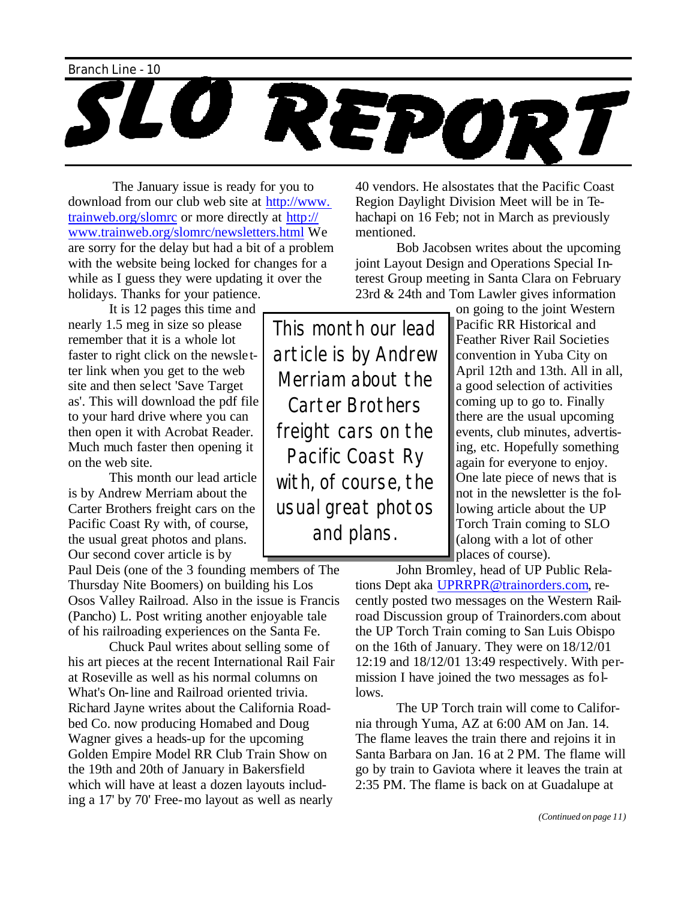# SLO REPORT

The January issue is ready for you to download from our club web site at http://www.trainweb.org/slomrc or more directly at http://www.trainweb.org/slomrc/newsletters.html We are sorry for the delay but had a bit of a problem with the website being locked for changes for a while as I guess they were updating it over the holidays. Thanks for your patience.

It is 12 pages this time and nearly 1.5 meg in size so please remember that it is a whole lot faster to right click on the newsletter link when you get to the web site and then select 'Save Target as'. This will download the pdf file to your hard drive where you can then open it with Acrobat Reader. Much much faster then opening it on the web site.

This month our lead article is by Andrew Merriam about the Carter Brothers freight cars on the Pacific Coast Ry with, of course, the usual great photos and plans. Our second cover article is by Paul Deis (one of the 3 founding members of The Thursday Nite Boomers) on building his Los Osos Valley Railroad. Also in the issue is Francis (Pancho) L. Post writing another enjoyable tale of his railroading experiences on the Santa Fe.

> This month our lead article is by Andrew Merriam about the Carter Brothers freight cars on the Pacific Coast Ry with, of course, the usual great photos and plans.

Chuck Paul writes about selling some of his art pieces at the recent International Rail Fair at Roseville as well as his normal columns on What's On-line and Railroad oriented trivia. Richard Jayne writes about the California Roadbed Co. now producing Homabed and Doug Wagner gives a heads-up for the upcoming Golden Empire Model RR Club Train Show on the 19th and 20th of January in Bakersfield which will have at least a dozen layouts including a 17' by 70' Free-mo layout as well as nearly 40 vendors. He alsostates that the Pacific Coast Region Daylight Division Meet will be in Tehachapi on 16 Feb; not in March as previously mentioned.

Bob Jacobsen writes about the upcoming joint Layout Design and Operations Special Interest Group meeting in Santa Clara on February 23rd & 24th and Tom Lawler gives information on going to the joint Western Pacific RR Historical and Feather River Rail Societies convention in Yuba City on April 12th and 13th. All in all, a good selection of activities coming up to go to. Finally there are the usual upcoming events, club minutes, advertising, etc. Hopefully something again for everyone to enjoy. One late piece of news that is not in the newsletter is the following article about the UP Torch Train coming to SLO (along with a lot of other places of course).

John Bromley, head of UP Public Relations Dept aka UPRRPR@trainorders.com, recently posted two messages on the Western Railroad Discussion group of Trainorders.com about the UP Torch Train coming to San Luis Obispo on the 16th of January. They were on 18/12/01 12:19 and 18/12/01 13:49 respectively. With permission I have joined the two messages as follows.

The UP Torch train will come to California through Yuma, AZ at 6:00 AM on Jan. 14. The flame leaves the train there and rejoins it in Santa Barbara on Jan. 16 at 2 PM. The flame will go by train to Gaviota where it leaves the train at 2:35 PM. The flame is back on at Guadalupe at

*(Continued on page 11)*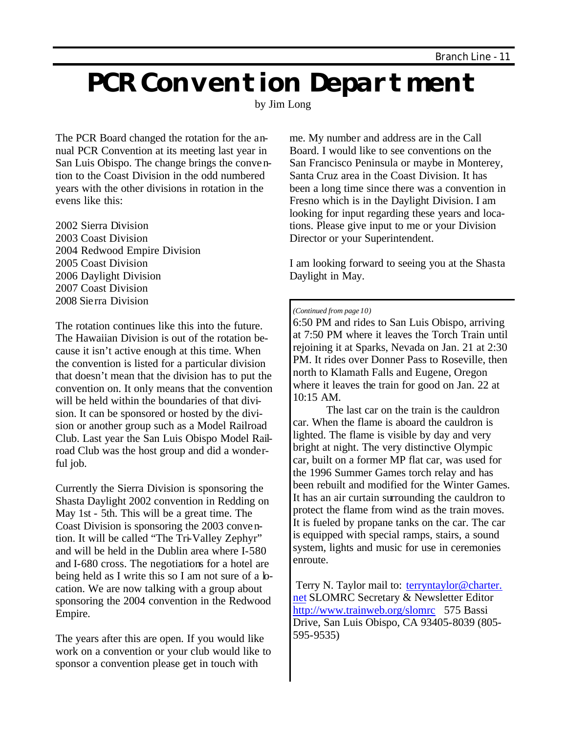# PCR Convention Department

by Jim Long

The PCR Board changed the rotation for the annual PCR Convention at its meeting last year in San Luis Obispo. The change brings the convention to the Coast Division in the odd numbered years with the other divisions in rotation in the evens like this:

2002 Sierra Division
2003 Coast Division
2004 Redwood Empire Division
2005 Coast Division
2006 Daylight Division
2007 Coast Division
2008 Sierra Division

The rotation continues like this into the future. The Hawaiian Division is out of the rotation because it isn't active enough at this time. When the convention is listed for a particular division that doesn't mean that the division has to put the convention on. It only means that the convention will be held within the boundaries of that division. It can be sponsored or hosted by the division or another group such as a Model Railroad Club. Last year the San Luis Obispo Model Railroad Club was the host group and did a wonderful job.

Currently the Sierra Division is sponsoring the Shasta Daylight 2002 convention in Redding on May 1st - 5th. This will be a great time. The Coast Division is sponsoring the 2003 convention. It will be called "The Tri-Valley Zephyr" and will be held in the Dublin area where I-580 and I-680 cross. The negotiations for a hotel are being held as I write this so I am not sure of a location. We are now talking with a group about sponsoring the 2004 convention in the Redwood Empire.

The years after this are open. If you would like work on a convention or your club would like to sponsor a convention please get in touch with me. My number and address are in the Call Board. I would like to see conventions on the San Francisco Peninsula or maybe in Monterey, Santa Cruz area in the Coast Division. It has been a long time since there was a convention in Fresno which is in the Daylight Division. I am looking for input regarding these years and locations. Please give input to me or your Division Director or your Superintendent.

I am looking forward to seeing you at the Shasta Daylight in May.

---

*(Continued from page 10)*

6:50 PM and rides to San Luis Obispo, arriving at 7:50 PM where it leaves the Torch Train until rejoining it at Sparks, Nevada on Jan. 21 at 2:30 PM. It rides over Donner Pass to Roseville, then north to Klamath Falls and Eugene, Oregon where it leaves the train for good on Jan. 22 at 10:15 AM.

The last car on the train is the cauldron car. When the flame is aboard the cauldron is lighted. The flame is visible by day and very bright at night. The very distinctive Olympic car, built on a former MP flat car, was used for the 1996 Summer Games torch relay and has been rebuilt and modified for the Winter Games. It has an air curtain surrounding the cauldron to protect the flame from wind as the train moves. It is fueled by propane tanks on the car. The car is equipped with special ramps, stairs, a sound system, lights and music for use in ceremonies enroute.

Terry N. Taylor mail to: terryntaylor@charter.net SLOMRC Secretary & Newsletter Editor http://www.trainweb.org/slomrc 575 Bassi Drive, San Luis Obispo, CA 93405-8039 (805-595-9535)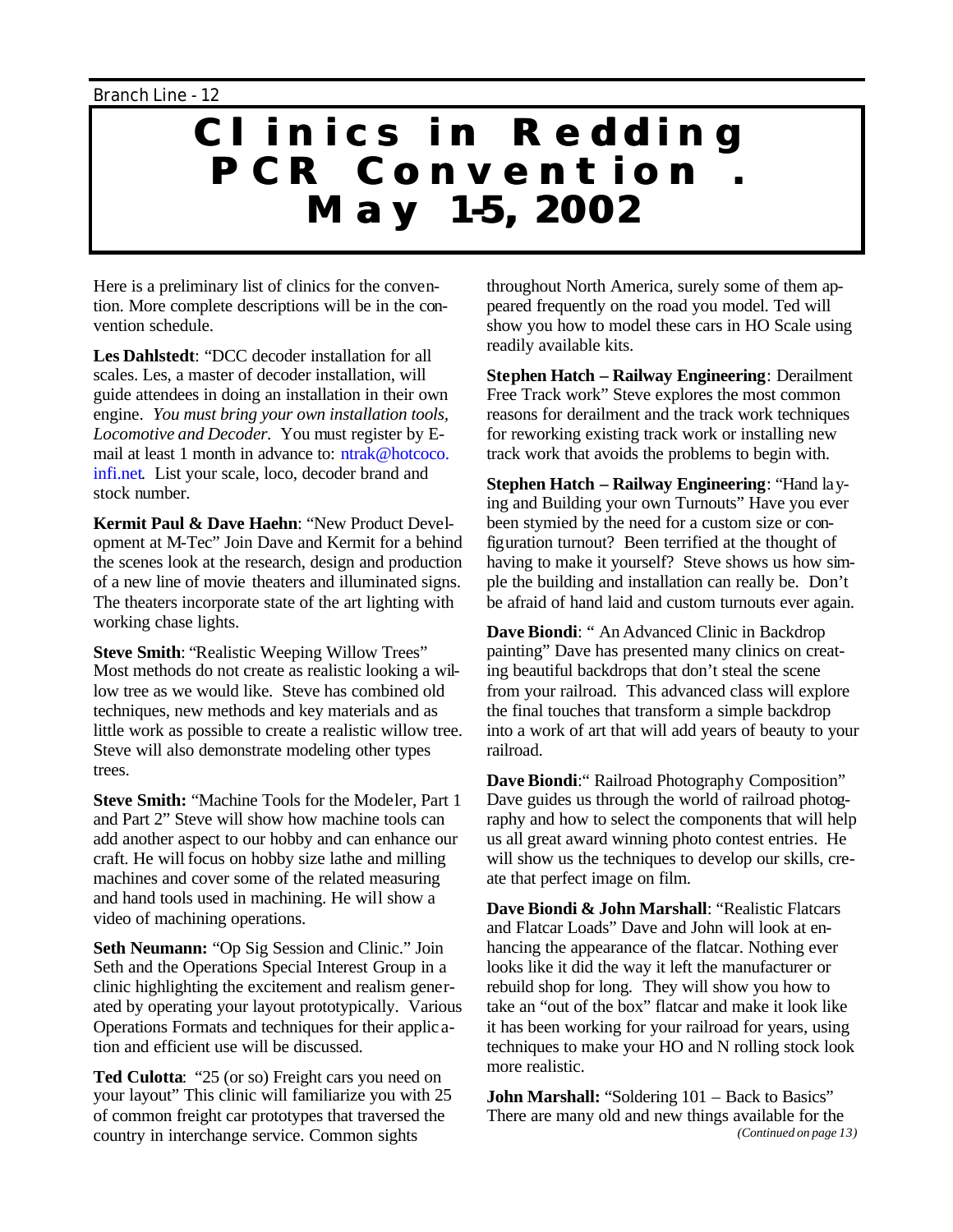# Clinics in Redding PCR Convention . May 1-5, 2002

Here is a preliminary list of clinics for the convention. More complete descriptions will be in the convention schedule.

**Les Dahlstedt**: "DCC decoder installation for all scales. Les, a master of decoder installation, will guide attendees in doing an installation in their own engine. *You must bring your own installation tools, Locomotive and Decoder.* You must register by E-mail at least 1 month in advance to: ntrak@hotcoco.infi.net. List your scale, loco, decoder brand and stock number.

**Kermit Paul & Dave Haehn**: "New Product Development at M-Tec" Join Dave and Kermit for a behind the scenes look at the research, design and production of a new line of movie theaters and illuminated signs. The theaters incorporate state of the art lighting with working chase lights.

**Steve Smith**: "Realistic Weeping Willow Trees" Most methods do not create as realistic looking a willow tree as we would like. Steve has combined old techniques, new methods and key materials and as little work as possible to create a realistic willow tree. Steve will also demonstrate modeling other types trees.

**Steve Smith:** "Machine Tools for the Modeler, Part 1 and Part 2" Steve will show how machine tools can add another aspect to our hobby and can enhance our craft. He will focus on hobby size lathe and milling machines and cover some of the related measuring and hand tools used in machining. He will show a video of machining operations.

**Seth Neumann:** "Op Sig Session and Clinic." Join Seth and the Operations Special Interest Group in a clinic highlighting the excitement and realism generated by operating your layout prototypically. Various Operations Formats and techniques for their application and efficient use will be discussed.

**Ted Culotta**: "25 (or so) Freight cars you need on your layout" This clinic will familiarize you with 25 of common freight car prototypes that traversed the country in interchange service. Common sights throughout North America, surely some of them appeared frequently on the road you model. Ted will show you how to model these cars in HO Scale using readily available kits.

**Stephen Hatch – Railway Engineering**: Derailment Free Track work" Steve explores the most common reasons for derailment and the track work techniques for reworking existing track work or installing new track work that avoids the problems to begin with.

**Stephen Hatch – Railway Engineering**: "Hand laying and Building your own Turnouts" Have you ever been stymied by the need for a custom size or configuration turnout? Been terrified at the thought of having to make it yourself? Steve shows us how simple the building and installation can really be. Don't be afraid of hand laid and custom turnouts ever again.

**Dave Biondi**: " An Advanced Clinic in Backdrop painting" Dave has presented many clinics on creating beautiful backdrops that don't steal the scene from your railroad. This advanced class will explore the final touches that transform a simple backdrop into a work of art that will add years of beauty to your railroad.

**Dave Biondi**:" Railroad Photography Composition" Dave guides us through the world of railroad photography and how to select the components that will help us all great award winning photo contest entries. He will show us the techniques to develop our skills, create that perfect image on film.

**Dave Biondi & John Marshall**: "Realistic Flatcars and Flatcar Loads" Dave and John will look at enhancing the appearance of the flatcar. Nothing ever looks like it did the way it left the manufacturer or rebuild shop for long. They will show you how to take an "out of the box" flatcar and make it look like it has been working for your railroad for years, using techniques to make your HO and N rolling stock look more realistic.

**John Marshall:** "Soldering 101 – Back to Basics" There are many old and new things available for the

*(Continued on page 13)*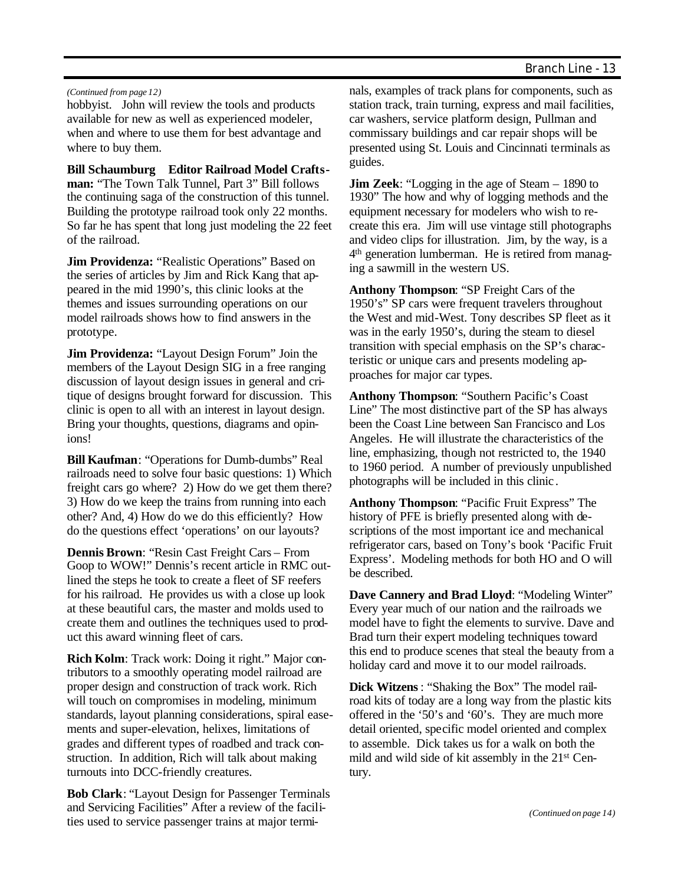*(Continued from page 12)*

hobbyist. John will review the tools and products available for new as well as experienced modeler, when and where to use them for best advantage and where to buy them.

**Bill Schaumburg Editor Railroad Model Craftsman:** "The Town Talk Tunnel, Part 3" Bill follows the continuing saga of the construction of this tunnel. Building the prototype railroad took only 22 months. So far he has spent that long just modeling the 22 feet of the railroad.

**Jim Providenza:** "Realistic Operations" Based on the series of articles by Jim and Rick Kang that appeared in the mid 1990's, this clinic looks at the themes and issues surrounding operations on our model railroads shows how to find answers in the prototype.

**Jim Providenza:** "Layout Design Forum" Join the members of the Layout Design SIG in a free ranging discussion of layout design issues in general and critique of designs brought forward for discussion. This clinic is open to all with an interest in layout design. Bring your thoughts, questions, diagrams and opinions!

**Bill Kaufman**: "Operations for Dumb-dumbs" Real railroads need to solve four basic questions: 1) Which freight cars go where? 2) How do we get them there? 3) How do we keep the trains from running into each other? And, 4) How do we do this efficiently? How do the questions effect 'operations' on our layouts?

**Dennis Brown**: "Resin Cast Freight Cars – From Goop to WOW!" Dennis's recent article in RMC outlined the steps he took to create a fleet of SF reefers for his railroad. He provides us with a close up look at these beautiful cars, the master and molds used to create them and outlines the techniques used to produce this award winning fleet of cars.

**Rich Kolm**: Track work: Doing it right." Major contributors to a smoothly operating model railroad are proper design and construction of track work. Rich will touch on compromises in modeling, minimum standards, layout planning considerations, spiral easements and super-elevation, helixes, limitations of grades and different types of roadbed and track construction. In addition, Rich will talk about making turnouts into DCC-friendly creatures.

**Bob Clark**: "Layout Design for Passenger Terminals and Servicing Facilities" After a review of the facilities used to service passenger trains at major terminals, examples of track plans for components, such as station track, train turning, express and mail facilities, car washers, service platform design, Pullman and commissary buildings and car repair shops will be presented using St. Louis and Cincinnati terminals as guides.

**Jim Zeek**: "Logging in the age of Steam – 1890 to 1930" The how and why of logging methods and the equipment necessary for modelers who wish to recreate this era. Jim will use vintage still photographs and video clips for illustration. Jim, by the way, is a 4th generation lumberman. He is retired from managing a sawmill in the western US.

**Anthony Thompson**: "SP Freight Cars of the 1950's" SP cars were frequent travelers throughout the West and mid-West. Tony describes SP fleet as it was in the early 1950's, during the steam to diesel transition with special emphasis on the SP's characteristic or unique cars and presents modeling approaches for major car types.

**Anthony Thompson**: "Southern Pacific's Coast Line" The most distinctive part of the SP has always been the Coast Line between San Francisco and Los Angeles. He will illustrate the characteristics of the line, emphasizing, though not restricted to, the 1940 to 1960 period. A number of previously unpublished photographs will be included in this clinic.

**Anthony Thompson**: "Pacific Fruit Express" The history of PFE is briefly presented along with descriptions of the most important ice and mechanical refrigerator cars, based on Tony's book 'Pacific Fruit Express'. Modeling methods for both HO and O will be described.

**Dave Cannery and Brad Lloyd**: "Modeling Winter" Every year much of our nation and the railroads we model have to fight the elements to survive. Dave and Brad turn their expert modeling techniques toward this end to produce scenes that steal the beauty from a holiday card and move it to our model railroads.

**Dick Witzens**: "Shaking the Box" The model railroad kits of today are a long way from the plastic kits offered in the '50's and '60's. They are much more detail oriented, specific model oriented and complex to assemble. Dick takes us for a walk on both the mild and wild side of kit assembly in the 21st Century.

*(Continued on page 14)*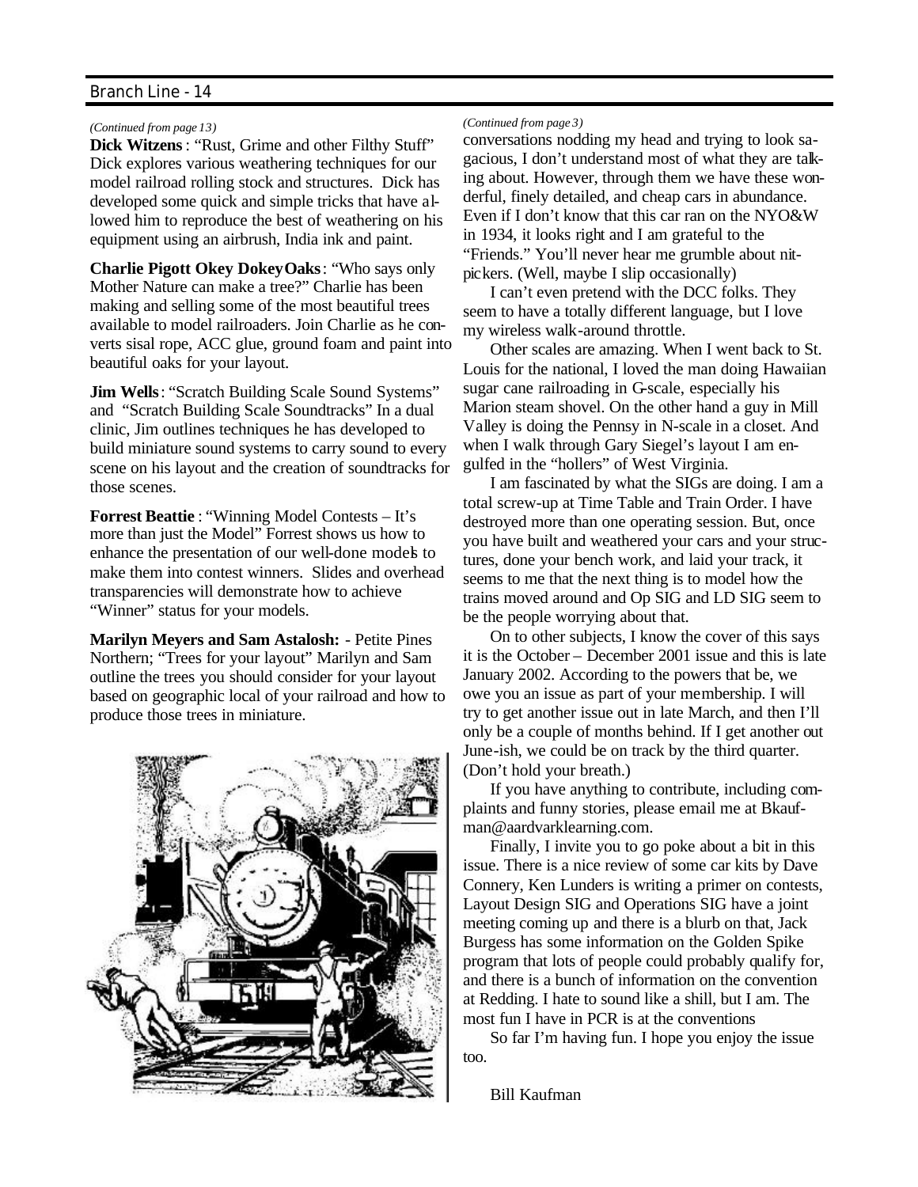*(Continued from page 13)*

**Dick Witzens**: "Rust, Grime and other Filthy Stuff" Dick explores various weathering techniques for our model railroad rolling stock and structures. Dick has developed some quick and simple tricks that have allowed him to reproduce the best of weathering on his equipment using an airbrush, India ink and paint.

**Charlie Pigott Okey DokeyOaks**: "Who says only Mother Nature can make a tree?" Charlie has been making and selling some of the most beautiful trees available to model railroaders. Join Charlie as he converts sisal rope, ACC glue, ground foam and paint into beautiful oaks for your layout.

**Jim Wells**: "Scratch Building Scale Sound Systems" and "Scratch Building Scale Soundtracks" In a dual clinic, Jim outlines techniques he has developed to build miniature sound systems to carry sound to every scene on his layout and the creation of soundtracks for those scenes.

**Forrest Beattie**: "Winning Model Contests – It's more than just the Model" Forrest shows us how to enhance the presentation of our well-done models to make them into contest winners. Slides and overhead transparencies will demonstrate how to achieve "Winner" status for your models.

**Marilyn Meyers and Sam Astalosh:** - Petite Pines Northern; "Trees for your layout" Marilyn and Sam outline the trees you should consider for your layout based on geographic local of your railroad and how to produce those trees in miniature.

*(Continued from page 3)*

conversations nodding my head and trying to look sagacious, I don't understand most of what they are talking about. However, through them we have these wonderful, finely detailed, and cheap cars in abundance. Even if I don't know that this car ran on the NYO&W in 1934, it looks right and I am grateful to the "Friends." You'll never hear me grumble about nitpickers. (Well, maybe I slip occasionally)

I can't even pretend with the DCC folks. They seem to have a totally different language, but I love my wireless walk-around throttle.

Other scales are amazing. When I went back to St. Louis for the national, I loved the man doing Hawaiian sugar cane railroading in G-scale, especially his Marion steam shovel. On the other hand a guy in Mill Valley is doing the Pennsy in N-scale in a closet. And when I walk through Gary Siegel's layout I am engulfed in the "hollers" of West Virginia.

I am fascinated by what the SIGs are doing. I am a total screw-up at Time Table and Train Order. I have destroyed more than one operating session. But, once you have built and weathered your cars and your structures, done your bench work, and laid your track, it seems to me that the next thing is to model how the trains moved around and Op SIG and LD SIG seem to be the people worrying about that.

On to other subjects, I know the cover of this says it is the October – December 2001 issue and this is late January 2002. According to the powers that be, we owe you an issue as part of your membership. I will try to get another issue out in late March, and then I'll only be a couple of months behind. If I get another out June-ish, we could be on track by the third quarter. (Don't hold your breath.)

If you have anything to contribute, including complaints and funny stories, please email me at Bkaufman@aardvarklearning.com.

Finally, I invite you to go poke about a bit in this issue. There is a nice review of some car kits by Dave Connery, Ken Lunders is writing a primer on contests, Layout Design SIG and Operations SIG have a joint meeting coming up and there is a blurb on that, Jack Burgess has some information on the Golden Spike program that lots of people could probably qualify for, and there is a bunch of information on the convention at Redding. I hate to sound like a shill, but I am. The most fun I have in PCR is at the conventions

So far I'm having fun. I hope you enjoy the issue too.

Bill Kaufman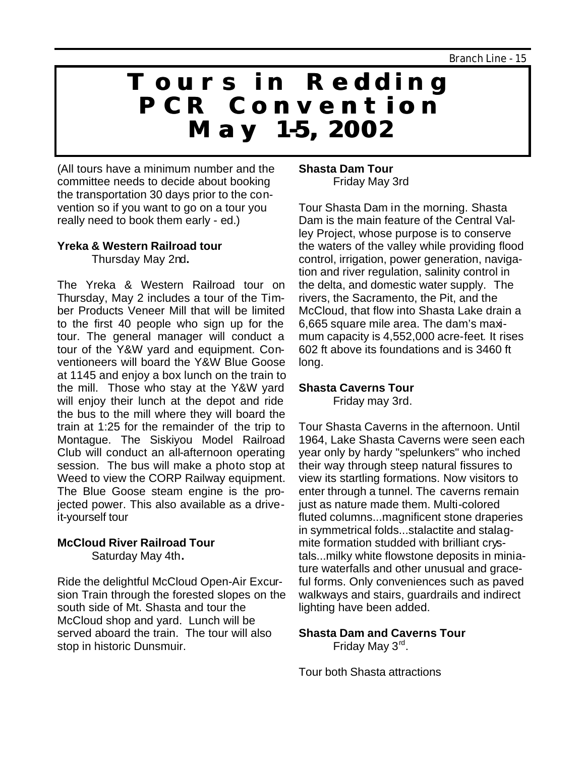# Tours in Redding PCR Convention May 1-5, 2002

(All tours have a minimum number and the committee needs to decide about booking the transportation 30 days prior to the convention so if you want to go on a tour you really need to book them early - ed.)

**Yreka & Western Railroad tour**
Thursday May 2nd**.**

The Yreka & Western Railroad tour on Thursday, May 2 includes a tour of the Timber Products Veneer Mill that will be limited to the first 40 people who sign up for the tour. The general manager will conduct a tour of the Y&W yard and equipment. Conventioneers will board the Y&W Blue Goose at 1145 and enjoy a box lunch on the train to the mill. Those who stay at the Y&W yard will enjoy their lunch at the depot and ride the bus to the mill where they will board the train at 1:25 for the remainder of the trip to Montague. The Siskiyou Model Railroad Club will conduct an all-afternoon operating session. The bus will make a photo stop at Weed to view the CORP Railway equipment. The Blue Goose steam engine is the projected power. This also available as a drive-it-yourself tour

**McCloud River Railroad Tour**
Saturday May 4th**.**

Ride the delightful McCloud Open-Air Excursion Train through the forested slopes on the south side of Mt. Shasta and tour the McCloud shop and yard. Lunch will be served aboard the train. The tour will also stop in historic Dunsmuir.

**Shasta Dam Tour**
Friday May 3rd

Tour Shasta Dam in the morning. Shasta Dam is the main feature of the Central Valley Project, whose purpose is to conserve the waters of the valley while providing flood control, irrigation, power generation, navigation and river regulation, salinity control in the delta, and domestic water supply. The rivers, the Sacramento, the Pit, and the McCloud, that flow into Shasta Lake drain a 6,665 square mile area. The dam's maximum capacity is 4,552,000 acre-feet. It rises 602 ft above its foundations and is 3460 ft long.

**Shasta Caverns Tour**
Friday may 3rd.

Tour Shasta Caverns in the afternoon. Until 1964, Lake Shasta Caverns were seen each year only by hardy "spelunkers" who inched their way through steep natural fissures to view its startling formations. Now visitors to enter through a tunnel. The caverns remain just as nature made them. Multi-colored fluted columns...magnificent stone draperies in symmetrical folds...stalactite and stalagmite formation studded with brilliant crystals...milky white flowstone deposits in miniature waterfalls and other unusual and graceful forms. Only conveniences such as paved walkways and stairs, guardrails and indirect lighting have been added.

**Shasta Dam and Caverns Tour**
Friday May 3rd.

Tour both Shasta attractions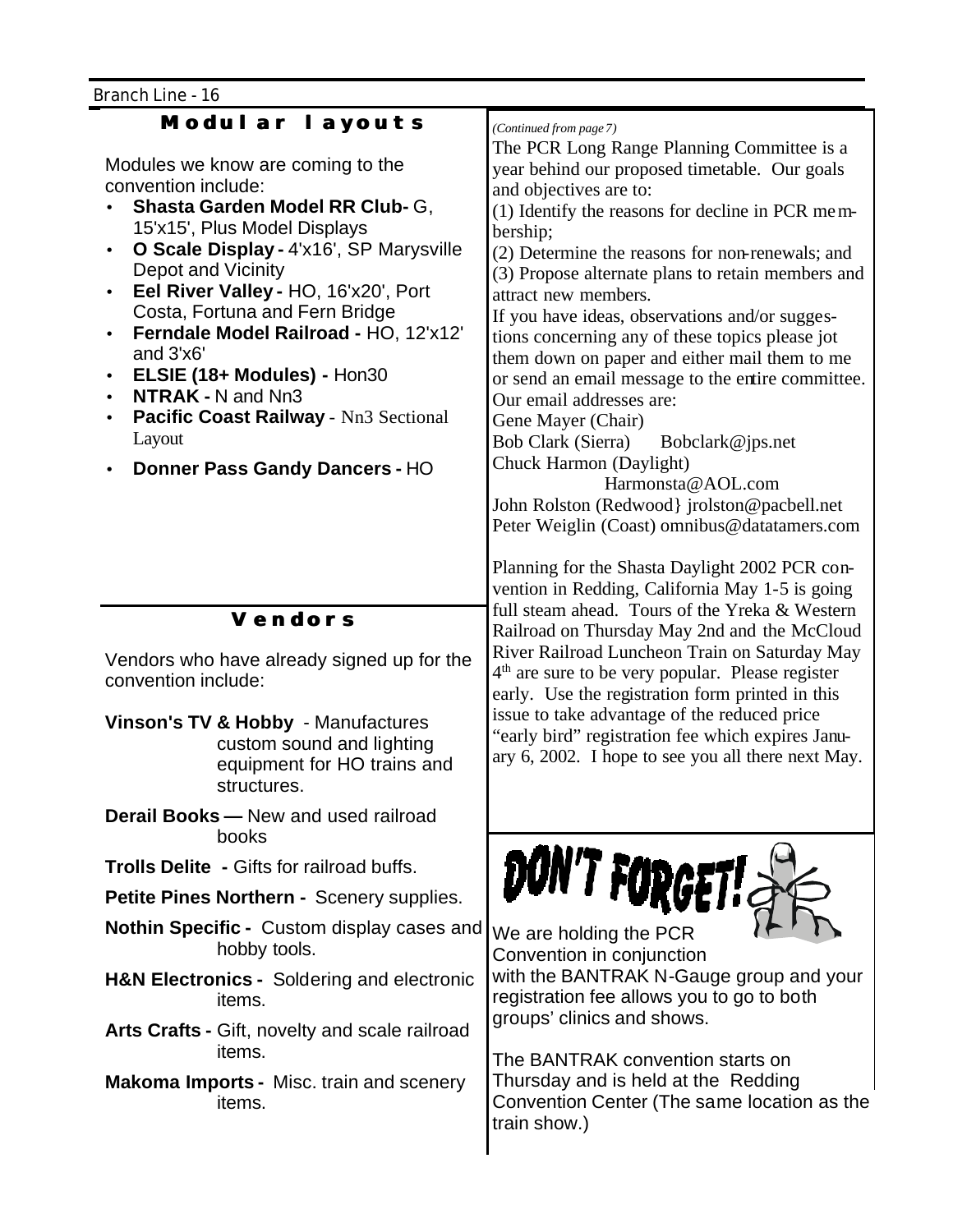## Modular layouts

Modules we know are coming to the convention include:

- **Shasta Garden Model RR Club-** G, 15'x15', Plus Model Displays
- **O Scale Display -** 4'x16', SP Marysville Depot and Vicinity
- **Eel River Valley -** HO, 16'x20', Port Costa, Fortuna and Fern Bridge
- **Ferndale Model Railroad -** HO, 12'x12' and 3'x6'
- **ELSIE (18+ Modules) -** Hon30
- **NTRAK -** N and Nn3
- **Pacific Coast Railway** - Nn3 Sectional Layout
- **Donner Pass Gandy Dancers -** HO

## Vendors

Vendors who have already signed up for the convention include:

**Vinson's TV & Hobby** - Manufactures custom sound and lighting equipment for HO trains and structures.

**Derail Books —** New and used railroad books

**Trolls Delite -** Gifts for railroad buffs.

**Petite Pines Northern -** Scenery supplies.

**Nothin Specific -** Custom display cases and hobby tools.

**H&N Electronics -** Soldering and electronic items.

**Arts Crafts -** Gift, novelty and scale railroad items.

**Makoma Imports -** Misc. train and scenery items.

*(Continued from page 7)*

The PCR Long Range Planning Committee is a year behind our proposed timetable. Our goals and objectives are to:

(1) Identify the reasons for decline in PCR membership;

(2) Determine the reasons for non-renewals; and

(3) Propose alternate plans to retain members and attract new members.

If you have ideas, observations and/or suggestions concerning any of these topics please jot them down on paper and either mail them to me or send an email message to the entire committee. Our email addresses are:

Gene Mayer (Chair)
Bob Clark (Sierra) Bobclark@jps.net
Chuck Harmon (Daylight) Harmonsta@AOL.com
John Rolston (Redwood} jrolston@pacbell.net
Peter Weiglin (Coast) omnibus@datatamers.com

Planning for the Shasta Daylight 2002 PCR convention in Redding, California May 1-5 is going full steam ahead. Tours of the Yreka & Western Railroad on Thursday May 2nd and the McCloud River Railroad Luncheon Train on Saturday May 4th are sure to be very popular. Please register early. Use the registration form printed in this issue to take advantage of the reduced price "early bird" registration fee which expires January 6, 2002. I hope to see you all there next May.

## DON'T FORGET!

We are holding the PCR Convention in conjunction with the BANTRAK N-Gauge group and your registration fee allows you to go to both groups' clinics and shows.

The BANTRAK convention starts on Thursday and is held at the Redding Convention Center (The same location as the train show.)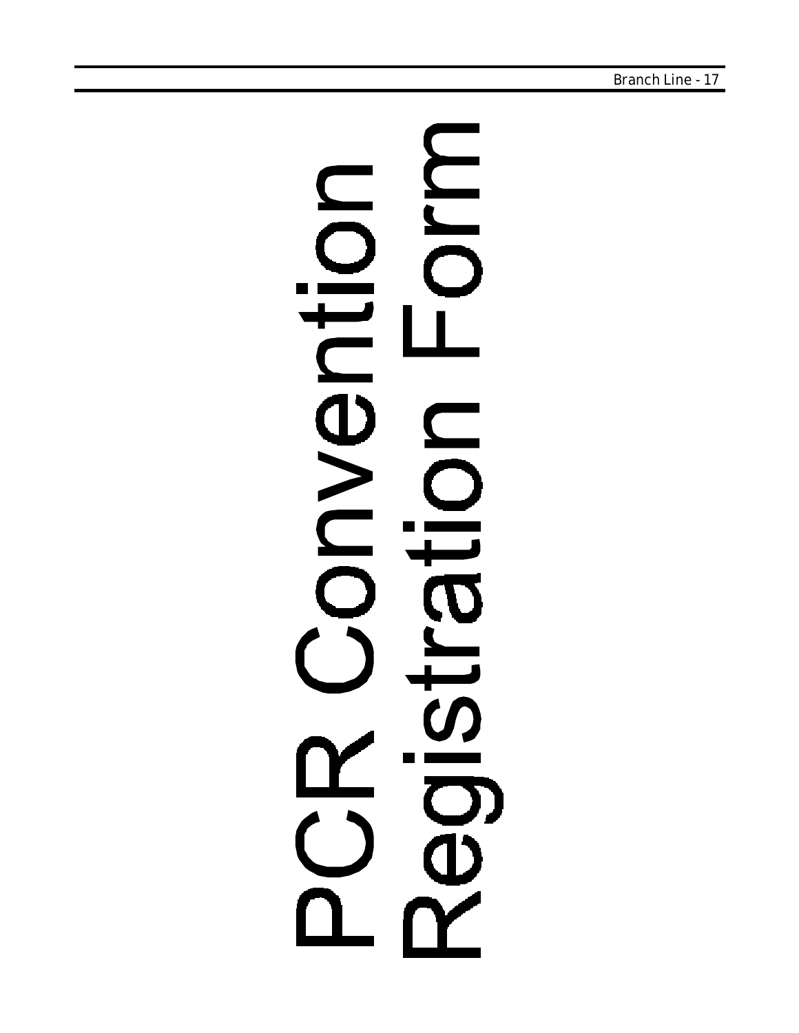# PCR Convention Registration Form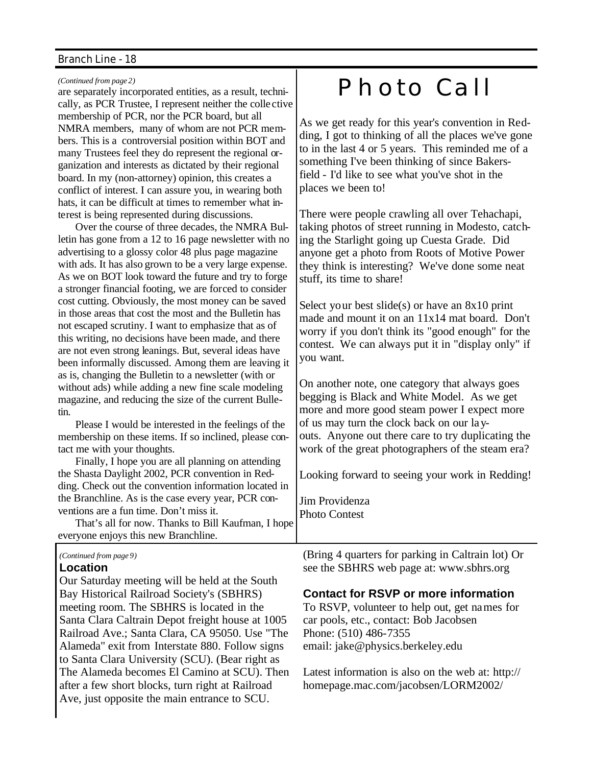*(Continued from page 2)*

are separately incorporated entities, as a result, technically, as PCR Trustee, I represent neither the collective membership of PCR, nor the PCR board, but all NMRA members, many of whom are not PCR members. This is a controversial position within BOT and many Trustees feel they do represent the regional organization and interests as dictated by their regional board. In my (non-attorney) opinion, this creates a conflict of interest. I can assure you, in wearing both hats, it can be difficult at times to remember what interest is being represented during discussions.

Over the course of three decades, the NMRA Bulletin has gone from a 12 to 16 page newsletter with no advertising to a glossy color 48 plus page magazine with ads. It has also grown to be a very large expense. As we on BOT look toward the future and try to forge a stronger financial footing, we are forced to consider cost cutting. Obviously, the most money can be saved in those areas that cost the most and the Bulletin has not escaped scrutiny. I want to emphasize that as of this writing, no decisions have been made, and there are not even strong leanings. But, several ideas have been informally discussed. Among them are leaving it as is, changing the Bulletin to a newsletter (with or without ads) while adding a new fine scale modeling magazine, and reducing the size of the current Bulletin.

Please I would be interested in the feelings of the membership on these items. If so inclined, please contact me with your thoughts.

Finally, I hope you are all planning on attending the Shasta Daylight 2002, PCR convention in Redding. Check out the convention information located in the Branchline. As is the case every year, PCR conventions are a fun time. Don't miss it.

That's all for now. Thanks to Bill Kaufman, I hope everyone enjoys this new Branchline.

# Photo Call

As we get ready for this year's convention in Redding, I got to thinking of all the places we've gone to in the last 4 or 5 years. This reminded me of a something I've been thinking of since Bakersfield - I'd like to see what you've shot in the places we been to!

There were people crawling all over Tehachapi, taking photos of street running in Modesto, catching the Starlight going up Cuesta Grade. Did anyone get a photo from Roots of Motive Power they think is interesting? We've done some neat stuff, its time to share!

Select your best slide(s) or have an 8x10 print made and mount it on an 11x14 mat board. Don't worry if you don't think its "good enough" for the contest. We can always put it in "display only" if you want.

On another note, one category that always goes begging is Black and White Model. As we get more and more good steam power I expect more of us may turn the clock back on our layouts. Anyone out there care to try duplicating the work of the great photographers of the steam era?

Looking forward to seeing your work in Redding!

Jim Providenza
Photo Contest

*(Continued from page 9)*

### Location

Our Saturday meeting will be held at the South Bay Historical Railroad Society's (SBHRS) meeting room. The SBHRS is located in the Santa Clara Caltrain Depot freight house at 1005 Railroad Ave.; Santa Clara, CA 95050. Use "The Alameda" exit from Interstate 880. Follow signs to Santa Clara University (SCU). (Bear right as The Alameda becomes El Camino at SCU). Then after a few short blocks, turn right at Railroad Ave, just opposite the main entrance to SCU. (Bring 4 quarters for parking in Caltrain lot) Or see the SBHRS web page at: www.sbhrs.org

### Contact for RSVP or more information

To RSVP, volunteer to help out, get names for car pools, etc., contact: Bob Jacobsen
Phone: (510) 486-7355
email: jake@physics.berkeley.edu

Latest information is also on the web at: http://homepage.mac.com/jacobsen/LORM2002/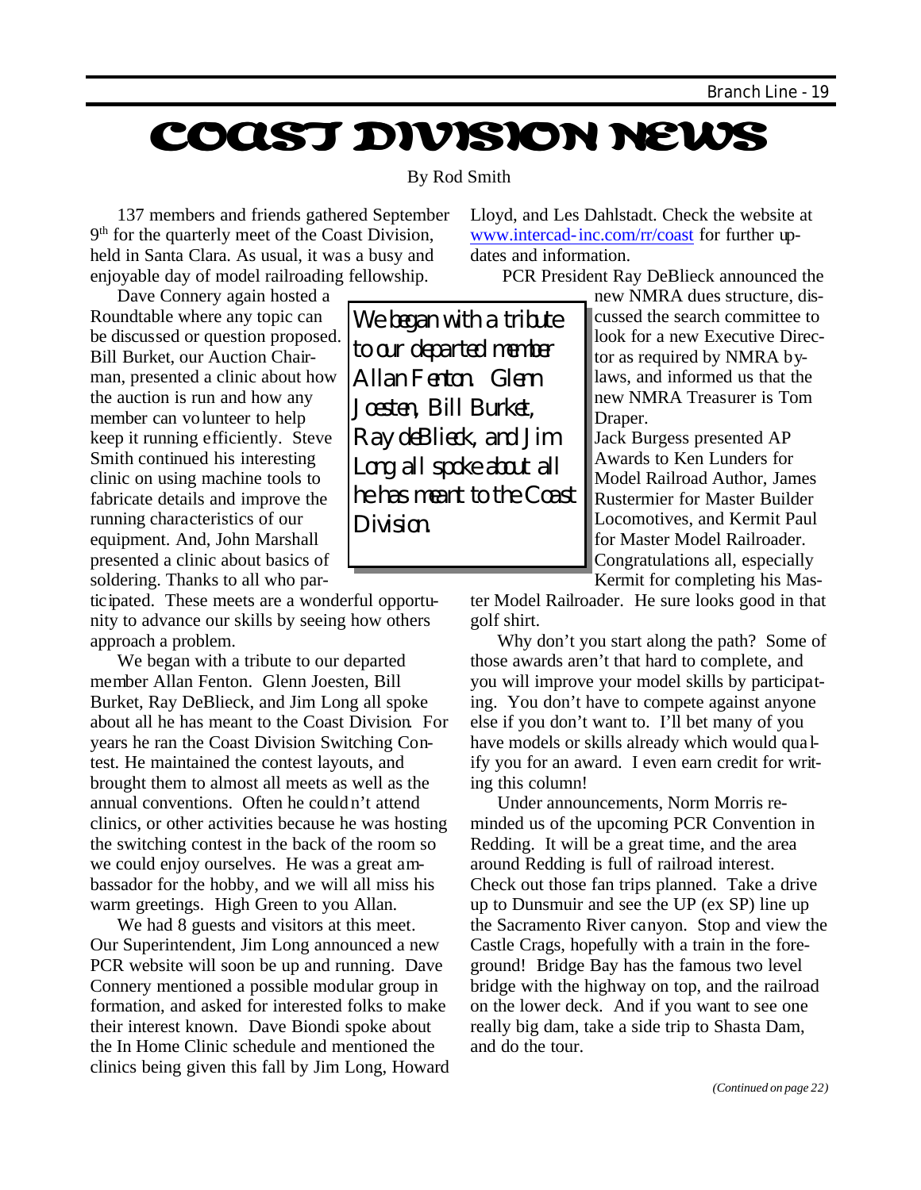# COAST DIVISION NEWS

By Rod Smith

137 members and friends gathered September 9th for the quarterly meet of the Coast Division, held in Santa Clara. As usual, it was a busy and enjoyable day of model railroading fellowship.

Dave Connery again hosted a Roundtable where any topic can be discussed or question proposed. Bill Burket, our Auction Chairman, presented a clinic about how the auction is run and how any member can volunteer to help keep it running efficiently. Steve Smith continued his interesting clinic on using machine tools to fabricate details and improve the running characteristics of our equipment. And, John Marshall presented a clinic about basics of soldering. Thanks to all who participated. These meets are a wonderful opportunity to advance our skills by seeing how others approach a problem.

> We began with a tribute to our departed member Allan Fenton. Glenn Joesten, Bill Burket, Ray deBlieck, and Jim Long all spoke about all he has meant to the Coast Division.

We began with a tribute to our departed member Allan Fenton. Glenn Joesten, Bill Burket, Ray DeBlieck, and Jim Long all spoke about all he has meant to the Coast Division. For years he ran the Coast Division Switching Contest. He maintained the contest layouts, and brought them to almost all meets as well as the annual conventions. Often he couldn't attend clinics, or other activities because he was hosting the switching contest in the back of the room so we could enjoy ourselves. He was a great ambassador for the hobby, and we will all miss his warm greetings. High Green to you Allan.

We had 8 guests and visitors at this meet. Our Superintendent, Jim Long announced a new PCR website will soon be up and running. Dave Connery mentioned a possible modular group in formation, and asked for interested folks to make their interest known. Dave Biondi spoke about the In Home Clinic schedule and mentioned the clinics being given this fall by Jim Long, Howard Lloyd, and Les Dahlstadt. Check the website at www.intercad-inc.com/rr/coast for further updates and information.

PCR President Ray DeBlieck announced the new NMRA dues structure, discussed the search committee to look for a new Executive Director as required by NMRA bylaws, and informed us that the new NMRA Treasurer is Tom Draper.

Jack Burgess presented AP Awards to Ken Lunders for Model Railroad Author, James Rustermier for Master Builder Locomotives, and Kermit Paul for Master Model Railroader. Congratulations all, especially Kermit for completing his Master Model Railroader. He sure looks good in that golf shirt.

Why don't you start along the path? Some of those awards aren't that hard to complete, and you will improve your model skills by participating. You don't have to compete against anyone else if you don't want to. I'll bet many of you have models or skills already which would qualify you for an award. I even earn credit for writing this column!

Under announcements, Norm Morris reminded us of the upcoming PCR Convention in Redding. It will be a great time, and the area around Redding is full of railroad interest. Check out those fan trips planned. Take a drive up to Dunsmuir and see the UP (ex SP) line up the Sacramento River canyon. Stop and view the Castle Crags, hopefully with a train in the foreground! Bridge Bay has the famous two level bridge with the highway on top, and the railroad on the lower deck. And if you want to see one really big dam, take a side trip to Shasta Dam, and do the tour.

*(Continued on page 22)*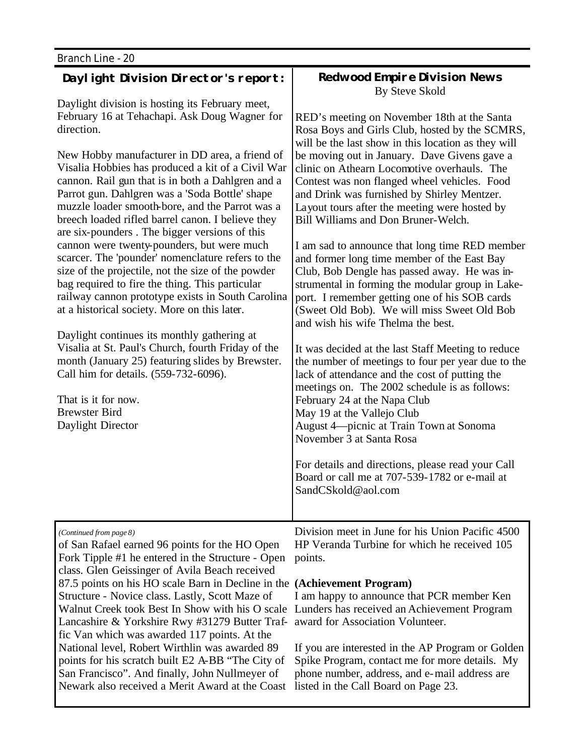## Daylight Division Director's report:

Daylight division is hosting its February meet, February 16 at Tehachapi. Ask Doug Wagner for direction.

New Hobby manufacturer in DD area, a friend of Visalia Hobbies has produced a kit of a Civil War cannon. Rail gun that is in both a Dahlgren and a Parrot gun. Dahlgren was a 'Soda Bottle' shape muzzle loader smooth-bore, and the Parrot was a breech loaded rifled barrel canon. I believe they are six-pounders . The bigger versions of this cannon were twenty-pounders, but were much scarcer. The 'pounder' nomenclature refers to the size of the projectile, not the size of the powder bag required to fire the thing. This particular railway cannon prototype exists in South Carolina at a historical society. More on this later.

Daylight continues its monthly gathering at Visalia at St. Paul's Church, fourth Friday of the month (January 25) featuring slides by Brewster. Call him for details. (559-732-6096).

That is it for now.
Brewster Bird
Daylight Director

## Redwood Empire Division News

By Steve Skold

RED's meeting on November 18th at the Santa Rosa Boys and Girls Club, hosted by the SCMRS, will be the last show in this location as they will be moving out in January. Dave Givens gave a clinic on Athearn Locomotive overhauls. The Contest was non flanged wheel vehicles. Food and Drink was furnished by Shirley Mentzer. Layout tours after the meeting were hosted by Bill Williams and Don Bruner-Welch.

I am sad to announce that long time RED member and former long time member of the East Bay Club, Bob Dengle has passed away. He was instrumental in forming the modular group in Lakeport. I remember getting one of his SOB cards (Sweet Old Bob). We will miss Sweet Old Bob and wish his wife Thelma the best.

It was decided at the last Staff Meeting to reduce the number of meetings to four per year due to the lack of attendance and the cost of putting the meetings on. The 2002 schedule is as follows:
February 24 at the Napa Club
May 19 at the Vallejo Club
August 4—picnic at Train Town at Sonoma
November 3 at Santa Rosa

For details and directions, please read your Call Board or call me at 707-539-1782 or e-mail at SandCSkold@aol.com

*(Continued from page 8)*

of San Rafael earned 96 points for the HO Open Fork Tipple #1 he entered in the Structure - Open class. Glen Geissinger of Avila Beach received 87.5 points on his HO scale Barn in Decline in the Structure - Novice class. Lastly, Scott Maze of Walnut Creek took Best In Show with his O scale Lancashire & Yorkshire Rwy #31279 Butter Traffic Van which was awarded 117 points. At the National level, Robert Wirthlin was awarded 89 points for his scratch built E2 A-BB "The City of San Francisco". And finally, John Nullmeyer of Newark also received a Merit Award at the Coast Division meet in June for his Union Pacific 4500 HP Veranda Turbine for which he received 105 points.

**(Achievement Program)**

I am happy to announce that PCR member Ken Lunders has received an Achievement Program award for Association Volunteer.

If you are interested in the AP Program or Golden Spike Program, contact me for more details. My phone number, address, and e-mail address are listed in the Call Board on Page 23.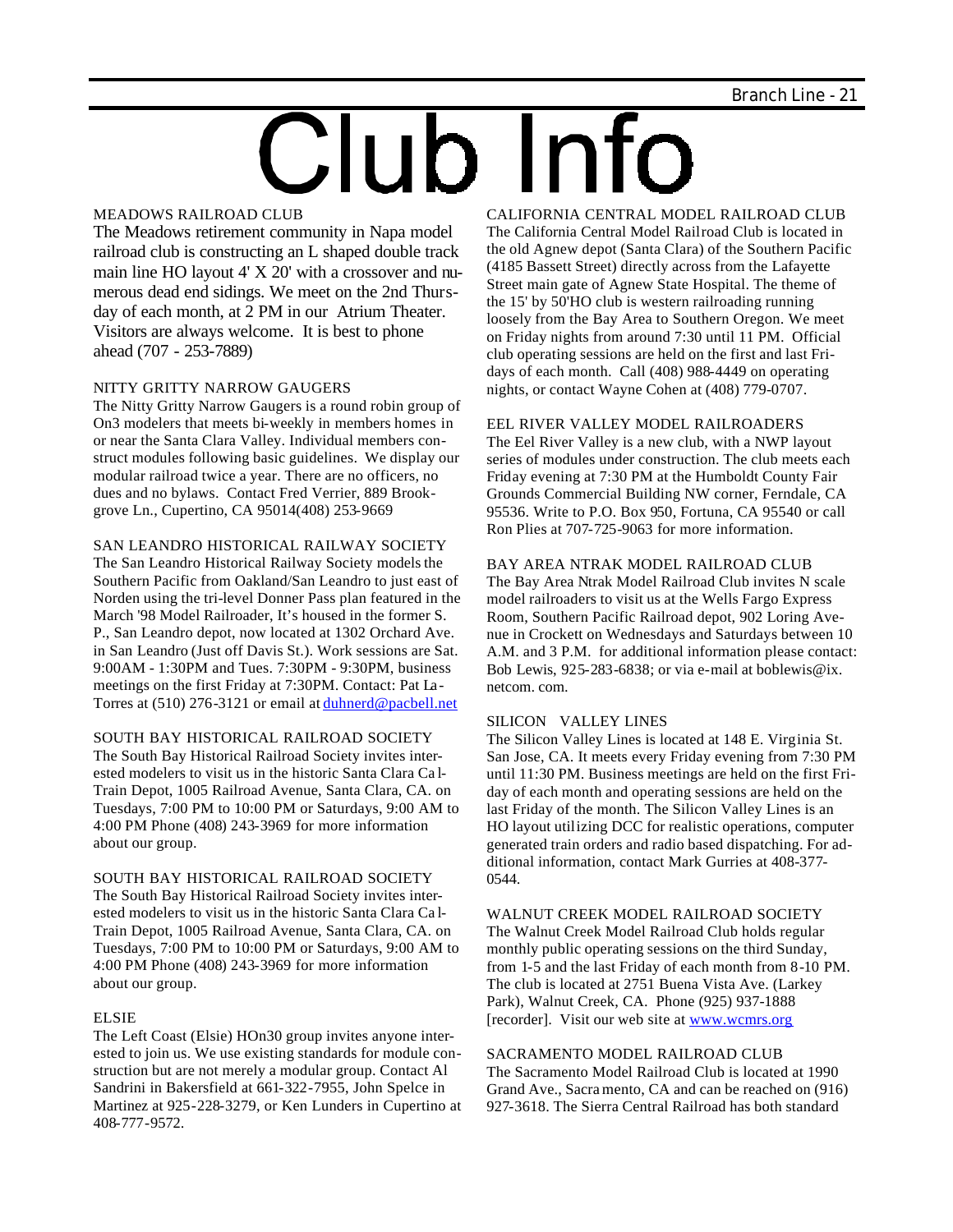# Club Info

## MEADOWS RAILROAD CLUB

The Meadows retirement community in Napa model railroad club is constructing an L shaped double track main line HO layout 4' X 20' with a crossover and numerous dead end sidings. We meet on the 2nd Thursday of each month, at 2 PM in our Atrium Theater. Visitors are always welcome. It is best to phone ahead (707 - 253-7889)

## NITTY GRITTY NARROW GAUGERS

The Nitty Gritty Narrow Gaugers is a round robin group of On3 modelers that meets bi-weekly in members homes in or near the Santa Clara Valley. Individual members construct modules following basic guidelines. We display our modular railroad twice a year. There are no officers, no dues and no bylaws. Contact Fred Verrier, 889 Brookgrove Ln., Cupertino, CA 95014(408) 253-9669

## SAN LEANDRO HISTORICAL RAILWAY SOCIETY

The San Leandro Historical Railway Society models the Southern Pacific from Oakland/San Leandro to just east of Norden using the tri-level Donner Pass plan featured in the March '98 Model Railroader, It's housed in the former S. P., San Leandro depot, now located at 1302 Orchard Ave. in San Leandro (Just off Davis St.). Work sessions are Sat. 9:00AM - 1:30PM and Tues. 7:30PM - 9:30PM, business meetings on the first Friday at 7:30PM. Contact: Pat La-Torres at (510) 276-3121 or email at duhnerd@pacbell.net

## SOUTH BAY HISTORICAL RAILROAD SOCIETY

The South Bay Historical Railroad Society invites interested modelers to visit us in the historic Santa Clara Cal-Train Depot, 1005 Railroad Avenue, Santa Clara, CA. on Tuesdays, 7:00 PM to 10:00 PM or Saturdays, 9:00 AM to 4:00 PM Phone (408) 243-3969 for more information about our group.

## SOUTH BAY HISTORICAL RAILROAD SOCIETY

The South Bay Historical Railroad Society invites interested modelers to visit us in the historic Santa Clara Cal-Train Depot, 1005 Railroad Avenue, Santa Clara, CA. on Tuesdays, 7:00 PM to 10:00 PM or Saturdays, 9:00 AM to 4:00 PM Phone (408) 243-3969 for more information about our group.

## ELSIE

The Left Coast (Elsie) HOn30 group invites anyone interested to join us. We use existing standards for module construction but are not merely a modular group. Contact Al Sandrini in Bakersfield at 661-322-7955, John Spelce in Martinez at 925-228-3279, or Ken Lunders in Cupertino at 408-777-9572.

## CALIFORNIA CENTRAL MODEL RAILROAD CLUB

The California Central Model Railroad Club is located in the old Agnew depot (Santa Clara) of the Southern Pacific (4185 Bassett Street) directly across from the Lafayette Street main gate of Agnew State Hospital. The theme of the 15' by 50'HO club is western railroading running loosely from the Bay Area to Southern Oregon. We meet on Friday nights from around 7:30 until 11 PM. Official club operating sessions are held on the first and last Fridays of each month. Call (408) 988-4449 on operating nights, or contact Wayne Cohen at (408) 779-0707.

## EEL RIVER VALLEY MODEL RAILROADERS

The Eel River Valley is a new club, with a NWP layout series of modules under construction. The club meets each Friday evening at 7:30 PM at the Humboldt County Fair Grounds Commercial Building NW corner, Ferndale, CA 95536. Write to P.O. Box 950, Fortuna, CA 95540 or call Ron Plies at 707-725-9063 for more information.

## BAY AREA NTRAK MODEL RAILROAD CLUB

The Bay Area Ntrak Model Railroad Club invites N scale model railroaders to visit us at the Wells Fargo Express Room, Southern Pacific Railroad depot, 902 Loring Avenue in Crockett on Wednesdays and Saturdays between 10 A.M. and 3 P.M. for additional information please contact: Bob Lewis, 925-283-6838; or via e-mail at boblewis@ix.netcom.com.

## SILICON VALLEY LINES

The Silicon Valley Lines is located at 148 E. Virginia St. San Jose, CA. It meets every Friday evening from 7:30 PM until 11:30 PM. Business meetings are held on the first Friday of each month and operating sessions are held on the last Friday of the month. The Silicon Valley Lines is an HO layout utilizing DCC for realistic operations, computer generated train orders and radio based dispatching. For additional information, contact Mark Gurries at 408-377-0544.

## WALNUT CREEK MODEL RAILROAD SOCIETY

The Walnut Creek Model Railroad Club holds regular monthly public operating sessions on the third Sunday, from 1-5 and the last Friday of each month from 8-10 PM. The club is located at 2751 Buena Vista Ave. (Larkey Park), Walnut Creek, CA. Phone (925) 937-1888 [recorder]. Visit our web site at www.wcmrs.org

## SACRAMENTO MODEL RAILROAD CLUB

The Sacramento Model Railroad Club is located at 1990 Grand Ave., Sacramento, CA and can be reached on (916) 927-3618. The Sierra Central Railroad has both standard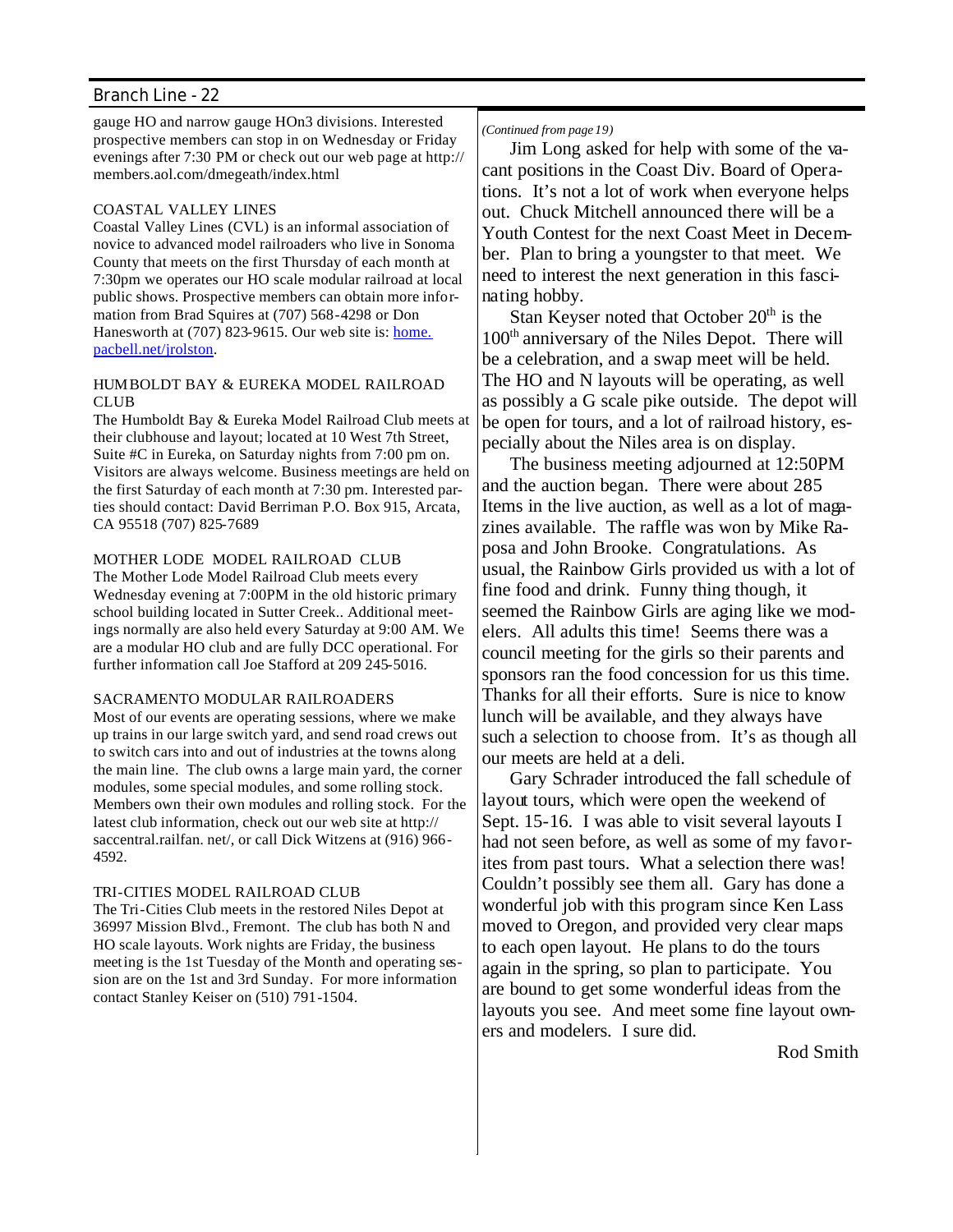gauge HO and narrow gauge HOn3 divisions. Interested prospective members can stop in on Wednesday or Friday evenings after 7:30 PM or check out our web page at http://members.aol.com/dmegeath/index.html

### COASTAL VALLEY LINES

Coastal Valley Lines (CVL) is an informal association of novice to advanced model railroaders who live in Sonoma County that meets on the first Thursday of each month at 7:30pm we operates our HO scale modular railroad at local public shows. Prospective members can obtain more information from Brad Squires at (707) 568-4298 or Don Hanesworth at (707) 823-9615. Our web site is: home.pacbell.net/jrolston.

### HUMBOLDT BAY & EUREKA MODEL RAILROAD CLUB

The Humboldt Bay & Eureka Model Railroad Club meets at their clubhouse and layout; located at 10 West 7th Street, Suite #C in Eureka, on Saturday nights from 7:00 pm on. Visitors are always welcome. Business meetings are held on the first Saturday of each month at 7:30 pm. Interested parties should contact: David Berriman P.O. Box 915, Arcata, CA 95518 (707) 825-7689

### MOTHER LODE MODEL RAILROAD CLUB

The Mother Lode Model Railroad Club meets every Wednesday evening at 7:00PM in the old historic primary school building located in Sutter Creek.. Additional meetings normally are also held every Saturday at 9:00 AM. We are a modular HO club and are fully DCC operational. For further information call Joe Stafford at 209 245-5016.

### SACRAMENTO MODULAR RAILROADERS

Most of our events are operating sessions, where we make up trains in our large switch yard, and send road crews out to switch cars into and out of industries at the towns along the main line. The club owns a large main yard, the corner modules, some special modules, and some rolling stock. Members own their own modules and rolling stock. For the latest club information, check out our web site at http://saccentral.railfan.net/, or call Dick Witzens at (916) 966-4592.

### TRI-CITIES MODEL RAILROAD CLUB

The Tri-Cities Club meets in the restored Niles Depot at 36997 Mission Blvd., Fremont. The club has both N and HO scale layouts. Work nights are Friday, the business meeting is the 1st Tuesday of the Month and operating session are on the 1st and 3rd Sunday. For more information contact Stanley Keiser on (510) 791-1504.

*(Continued from page 19)*

Jim Long asked for help with some of the vacant positions in the Coast Div. Board of Operations. It's not a lot of work when everyone helps out. Chuck Mitchell announced there will be a Youth Contest for the next Coast Meet in December. Plan to bring a youngster to that meet. We need to interest the next generation in this fascinating hobby.

Stan Keyser noted that October 20th is the 100th anniversary of the Niles Depot. There will be a celebration, and a swap meet will be held. The HO and N layouts will be operating, as well as possibly a G scale pike outside. The depot will be open for tours, and a lot of railroad history, especially about the Niles area is on display.

The business meeting adjourned at 12:50PM and the auction began. There were about 285 Items in the live auction, as well as a lot of magazines available. The raffle was won by Mike Raposa and John Brooke. Congratulations. As usual, the Rainbow Girls provided us with a lot of fine food and drink. Funny thing though, it seemed the Rainbow Girls are aging like we modelers. All adults this time! Seems there was a council meeting for the girls so their parents and sponsors ran the food concession for us this time. Thanks for all their efforts. Sure is nice to know lunch will be available, and they always have such a selection to choose from. It's as though all our meets are held at a deli.

Gary Schrader introduced the fall schedule of layout tours, which were open the weekend of Sept. 15-16. I was able to visit several layouts I had not seen before, as well as some of my favorites from past tours. What a selection there was! Couldn't possibly see them all. Gary has done a wonderful job with this program since Ken Lass moved to Oregon, and provided very clear maps to each open layout. He plans to do the tours again in the spring, so plan to participate. You are bound to get some wonderful ideas from the layouts you see. And meet some fine layout owners and modelers. I sure did.

Rod Smith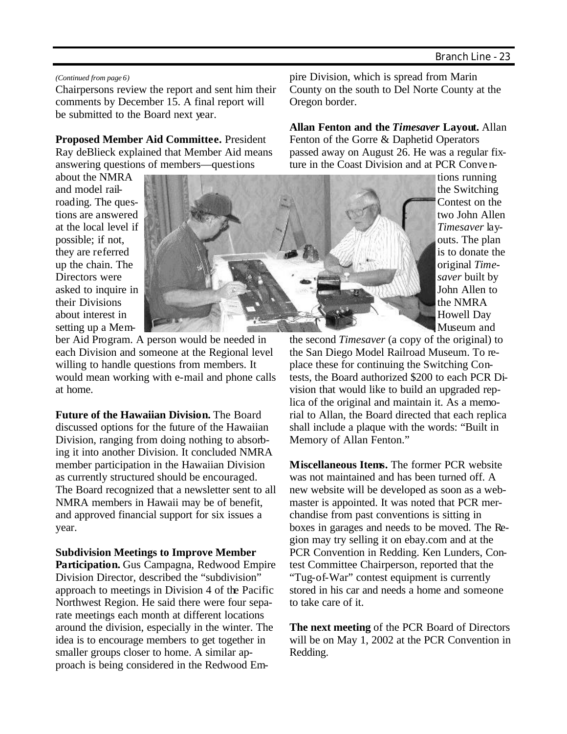*(Continued from page 6)*

Chairpersons review the report and sent him their comments by December 15. A final report will be submitted to the Board next year.

**Proposed Member Aid Committee.** President Ray deBlieck explained that Member Aid means answering questions of members—questions about the NMRA and model railroading. The questions are answered at the local level if possible; if not, they are referred up the chain. The Directors were asked to inquire in their Divisions about interest in setting up a Member Aid Program. A person would be needed in each Division and someone at the Regional level willing to handle questions from members. It would mean working with e-mail and phone calls at home.

**Future of the Hawaiian Division.** The Board discussed options for the future of the Hawaiian Division, ranging from doing nothing to absorbing it into another Division. It concluded NMRA member participation in the Hawaiian Division as currently structured should be encouraged. The Board recognized that a newsletter sent to all NMRA members in Hawaii may be of benefit, and approved financial support for six issues a year.

**Subdivision Meetings to Improve Member Participation.** Gus Campagna, Redwood Empire Division Director, described the "subdivision" approach to meetings in Division 4 of the Pacific Northwest Region. He said there were four separate meetings each month at different locations around the division, especially in the winter. The idea is to encourage members to get together in smaller groups closer to home. A similar approach is being considered in the Redwood Empire Division, which is spread from Marin County on the south to Del Norte County at the Oregon border.

**Allan Fenton and the *Timesaver* Layout.** Allan Fenton of the Gorre & Daphetid Operators passed away on August 26. He was a regular fixture in the Coast Division and at PCR Conventions running the Switching Contest on the two John Allen *Timesaver* layouts. The plan is to donate the original *Timesaver* built by John Allen to the NMRA Howell Day Museum and the second *Timesaver* (a copy of the original) to the San Diego Model Railroad Museum. To replace these for continuing the Switching Contests, the Board authorized $200 to each PCR Division that would like to build an upgraded replica of the original and maintain it. As a memorial to Allan, the Board directed that each replica shall include a plaque with the words: "Built in Memory of Allan Fenton."

**Miscellaneous Items.** The former PCR website was not maintained and has been turned off. A new website will be developed as soon as a webmaster is appointed. It was noted that PCR merchandise from past conventions is sitting in boxes in garages and needs to be moved. The Region may try selling it on ebay.com and at the PCR Convention in Redding. Ken Lunders, Contest Committee Chairperson, reported that the "Tug-of-War" contest equipment is currently stored in his car and needs a home and someone to take care of it.

**The next meeting** of the PCR Board of Directors will be on May 1, 2002 at the PCR Convention in Redding.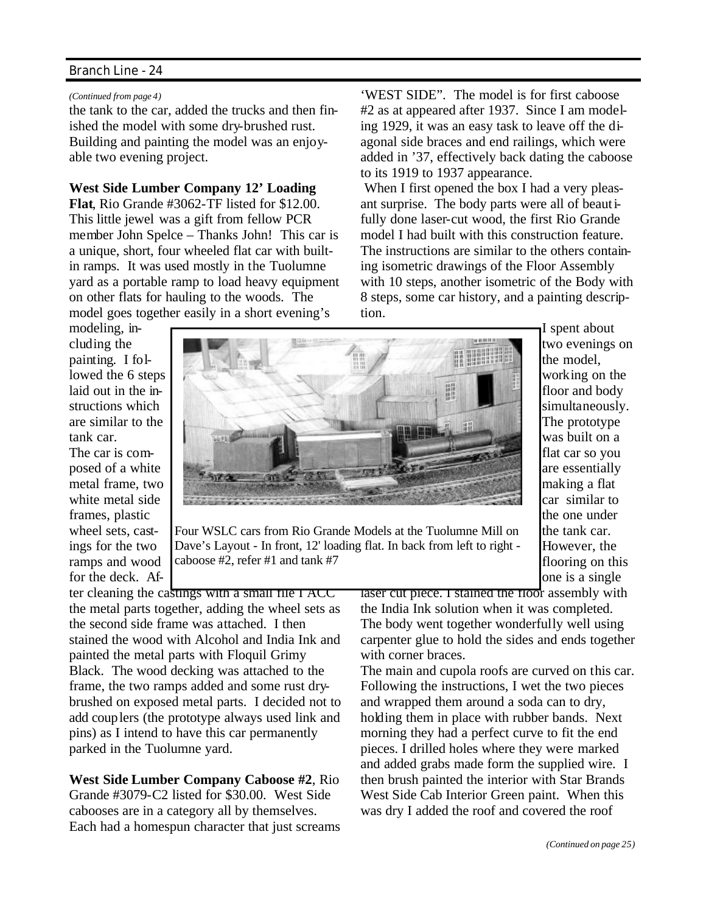*(Continued from page 4)*

the tank to the car, added the trucks and then finished the model with some dry-brushed rust. Building and painting the model was an enjoyable two evening project.

**West Side Lumber Company 12' Loading Flat**, Rio Grande #3062-TF listed for $12.00. This little jewel was a gift from fellow PCR member John Spelce – Thanks John! This car is a unique, short, four wheeled flat car with built-in ramps. It was used mostly in the Tuolumne yard as a portable ramp to load heavy equipment on other flats for hauling to the woods. The model goes together easily in a short evening's modeling, including the painting. I followed the 6 steps laid out in the instructions which are similar to the tank car.

The car is composed of a white metal frame, two white metal side frames, plastic wheel sets, castings for the two ramps and wood for the deck. After cleaning the castings with a small file I ACC the metal parts together, adding the wheel sets as the second side frame was attached. I then stained the wood with Alcohol and India Ink and painted the metal parts with Floquil Grimy Black. The wood decking was attached to the frame, the two ramps added and some rust dry-brushed on exposed metal parts. I decided not to add couplers (the prototype always used link and pins) as I intend to have this car permanently parked in the Tuolumne yard.

Four WSLC cars from Rio Grande Models at the Tuolumne Mill on Dave's Layout - In front, 12' loading flat. In back from left to right - caboose #2, refer #1 and tank #7

**West Side Lumber Company Caboose #2**, Rio Grande #3079-C2 listed for $30.00. West Side cabooses are in a category all by themselves. Each had a homespun character that just screams 'WEST SIDE". The model is for first caboose #2 as at appeared after 1937. Since I am modeling 1929, it was an easy task to leave off the diagonal side braces and end railings, which were added in '37, effectively back dating the caboose to its 1919 to 1937 appearance.

When I first opened the box I had a very pleasant surprise. The body parts were all of beautifully done laser-cut wood, the first Rio Grande model I had built with this construction feature. The instructions are similar to the others containing isometric drawings of the Floor Assembly with 10 steps, another isometric of the Body with 8 steps, some car history, and a painting description.

I spent about two evenings on the model, working on the floor and body simultaneously. The prototype was built on a flat car so you are essentially making a flat car similar to the one under the tank car. However, the flooring on this one is a single laser cut piece. I stained the floor assembly with the India Ink solution when it was completed. The body went together wonderfully well using carpenter glue to hold the sides and ends together with corner braces.

The main and cupola roofs are curved on this car. Following the instructions, I wet the two pieces and wrapped them around a soda can to dry, holding them in place with rubber bands. Next morning they had a perfect curve to fit the end pieces. I drilled holes where they were marked and added grabs made form the supplied wire. I then brush painted the interior with Star Brands West Side Cab Interior Green paint. When this was dry I added the roof and covered the roof

*(Continued on page 25)*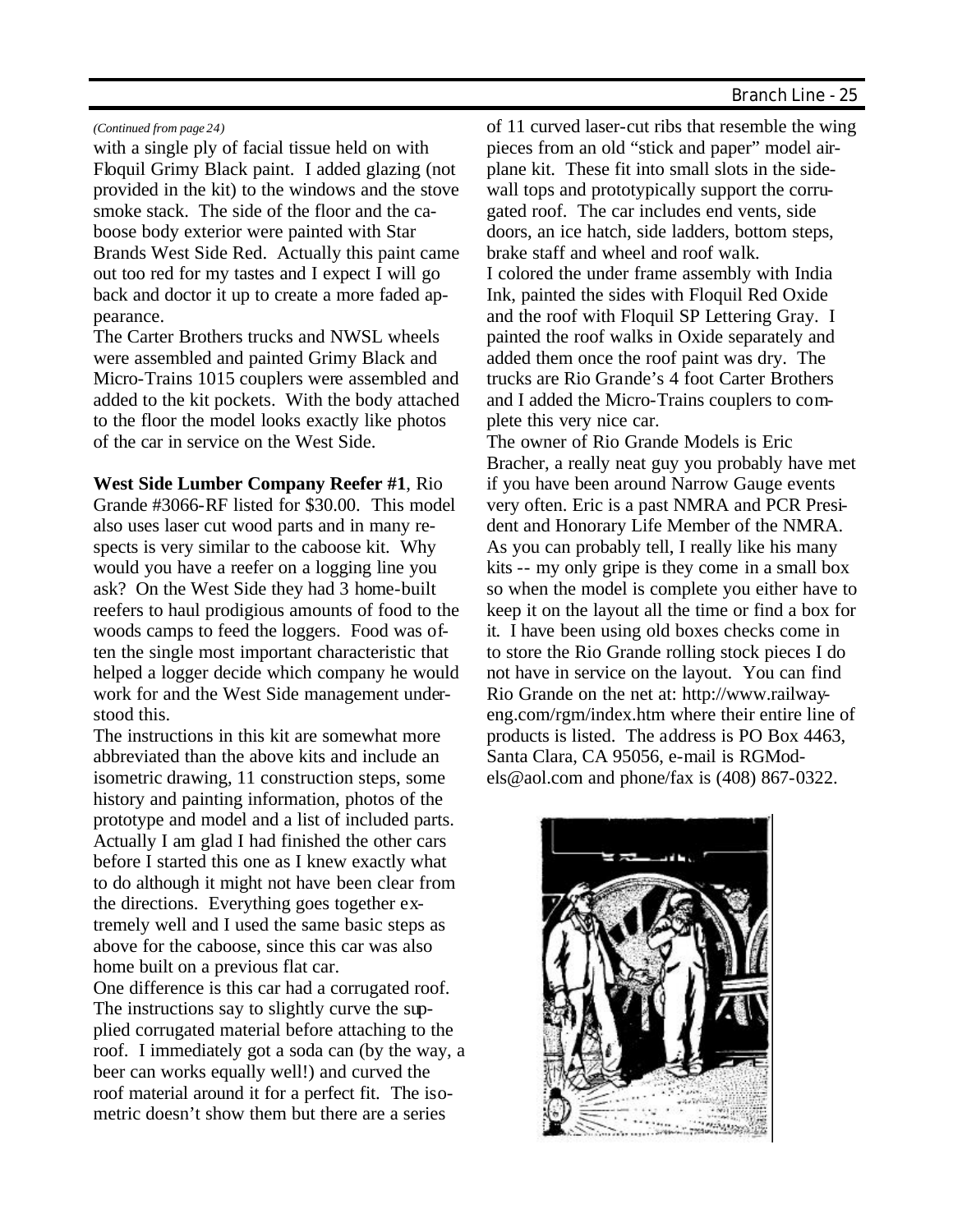*(Continued from page 24)*

with a single ply of facial tissue held on with Floquil Grimy Black paint. I added glazing (not provided in the kit) to the windows and the stove smoke stack. The side of the floor and the caboose body exterior were painted with Star Brands West Side Red. Actually this paint came out too red for my tastes and I expect I will go back and doctor it up to create a more faded appearance.

The Carter Brothers trucks and NWSL wheels were assembled and painted Grimy Black and Micro-Trains 1015 couplers were assembled and added to the kit pockets. With the body attached to the floor the model looks exactly like photos of the car in service on the West Side.

**West Side Lumber Company Reefer #1**, Rio Grande #3066-RF listed for $30.00. This model also uses laser cut wood parts and in many respects is very similar to the caboose kit. Why would you have a reefer on a logging line you ask? On the West Side they had 3 home-built reefers to haul prodigious amounts of food to the woods camps to feed the loggers. Food was often the single most important characteristic that helped a logger decide which company he would work for and the West Side management understood this.

The instructions in this kit are somewhat more abbreviated than the above kits and include an isometric drawing, 11 construction steps, some history and painting information, photos of the prototype and model and a list of included parts. Actually I am glad I had finished the other cars before I started this one as I knew exactly what to do although it might not have been clear from the directions. Everything goes together extremely well and I used the same basic steps as above for the caboose, since this car was also home built on a previous flat car.

One difference is this car had a corrugated roof. The instructions say to slightly curve the supplied corrugated material before attaching to the roof. I immediately got a soda can (by the way, a beer can works equally well!) and curved the roof material around it for a perfect fit. The isometric doesn't show them but there are a series of 11 curved laser-cut ribs that resemble the wing pieces from an old "stick and paper" model airplane kit. These fit into small slots in the sidewall tops and prototypically support the corrugated roof. The car includes end vents, side doors, an ice hatch, side ladders, bottom steps, brake staff and wheel and roof walk.

I colored the under frame assembly with India Ink, painted the sides with Floquil Red Oxide and the roof with Floquil SP Lettering Gray. I painted the roof walks in Oxide separately and added them once the roof paint was dry. The trucks are Rio Grande's 4 foot Carter Brothers and I added the Micro-Trains couplers to complete this very nice car.

The owner of Rio Grande Models is Eric Bracher, a really neat guy you probably have met if you have been around Narrow Gauge events very often. Eric is a past NMRA and PCR President and Honorary Life Member of the NMRA. As you can probably tell, I really like his many kits -- my only gripe is they come in a small box so when the model is complete you either have to keep it on the layout all the time or find a box for it. I have been using old boxes checks come in to store the Rio Grande rolling stock pieces I do not have in service on the layout. You can find Rio Grande on the net at: http://www.railway-eng.com/rgm/index.htm where their entire line of products is listed. The address is PO Box 4463, Santa Clara, CA 95056, e-mail is RGModels@aol.com and phone/fax is (408) 867-0322.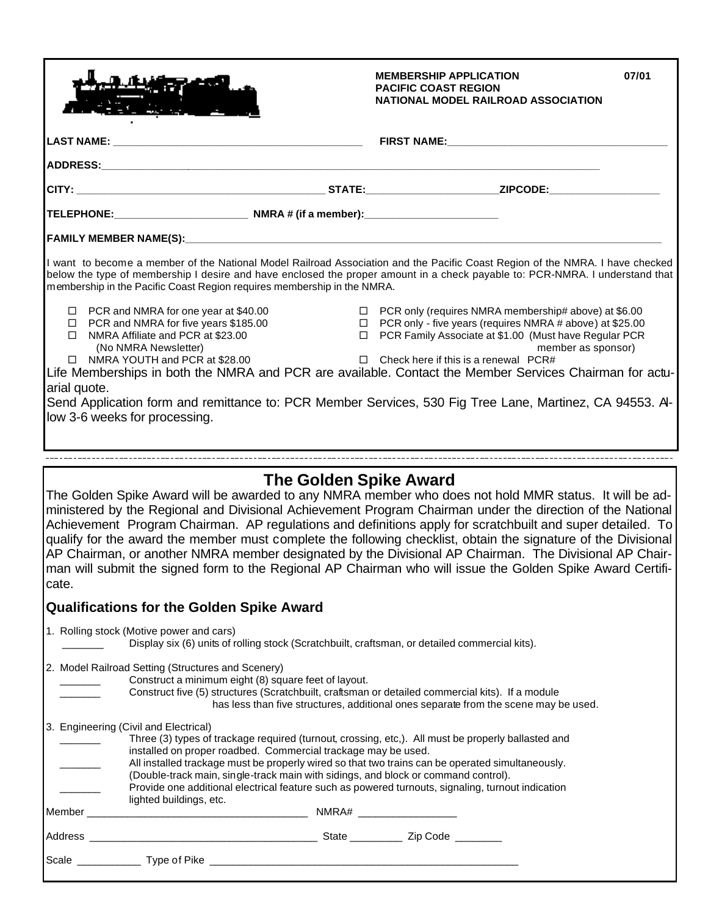**MEMBERSHIP APPLICATION** **07/01**
**PACIFIC COAST REGION**
**NATIONAL MODEL RAILROAD ASSOCIATION**

**LAST NAME:** ________________________ **FIRST NAME:** ________________________

**ADDRESS:** ________________________________________________

**CITY:** ________________________ **STATE:** ____________ **ZIPCODE:** ____________

**TELEPHONE:** ________________ **NMRA # (if a member):** ________________

**FAMILY MEMBER NAME(S):** ________________________________________________

I want to become a member of the National Model Railroad Association and the Pacific Coast Region of the NMRA. I have checked below the type of membership I desire and have enclosed the proper amount in a check payable to: PCR-NMRA. I understand that membership in the Pacific Coast Region requires membership in the NMRA.

- ☐ PCR and NMRA for one year at $40.00
- ☐ PCR and NMRA for five years $185.00
- ☐ NMRA Affiliate and PCR at $23.00 (No NMRA Newsletter)
- ☐ NMRA YOUTH and PCR at $28.00
- ☐ PCR only (requires NMRA membership# above) at $6.00
- ☐ PCR only - five years (requires NMRA # above) at $25.00
- ☐ PCR Family Associate at $1.00 (Must have Regular PCR member as sponsor)
- ☐ Check here if this is a renewal PCR#

Life Memberships in both the NMRA and PCR are available. Contact the Member Services Chairman for actuarial quote.

Send Application form and remittance to: PCR Member Services, 530 Fig Tree Lane, Martinez, CA 94553. Allow 3-6 weeks for processing.

---

## The Golden Spike Award

The Golden Spike Award will be awarded to any NMRA member who does not hold MMR status. It will be administered by the Regional and Divisional Achievement Program Chairman under the direction of the National Achievement Program Chairman. AP regulations and definitions apply for scratchbuilt and super detailed. To qualify for the award the member must complete the following checklist, obtain the signature of the Divisional AP Chairman, or another NMRA member designated by the Divisional AP Chairman. The Divisional AP Chairman will submit the signed form to the Regional AP Chairman who will issue the Golden Spike Award Certificate.

### Qualifications for the Golden Spike Award

1. Rolling stock (Motive power and cars)
   - _______ Display six (6) units of rolling stock (Scratchbuilt, craftsman, or detailed commercial kits).
2. Model Railroad Setting (Structures and Scenery)
   - _______ Construct a minimum eight (8) square feet of layout.
   - _______ Construct five (5) structures (Scratchbuilt, craftsman or detailed commercial kits). If a module has less than five structures, additional ones separate from the scene may be used.
3. Engineering (Civil and Electrical)
   - _______ Three (3) types of trackage required (turnout, crossing, etc,). All must be properly ballasted and installed on proper roadbed. Commercial trackage may be used.
   - _______ All installed trackage must be properly wired so that two trains can be operated simultaneously. (Double-track main, single-track main with sidings, and block or command control).
   - _______ Provide one additional electrical feature such as powered turnouts, signaling, turnout indication lighted buildings, etc.

Member ______________________ NMRA# ______________

Address ______________________ State ________ Zip Code ________

Scale __________ Type of Pike ______________________________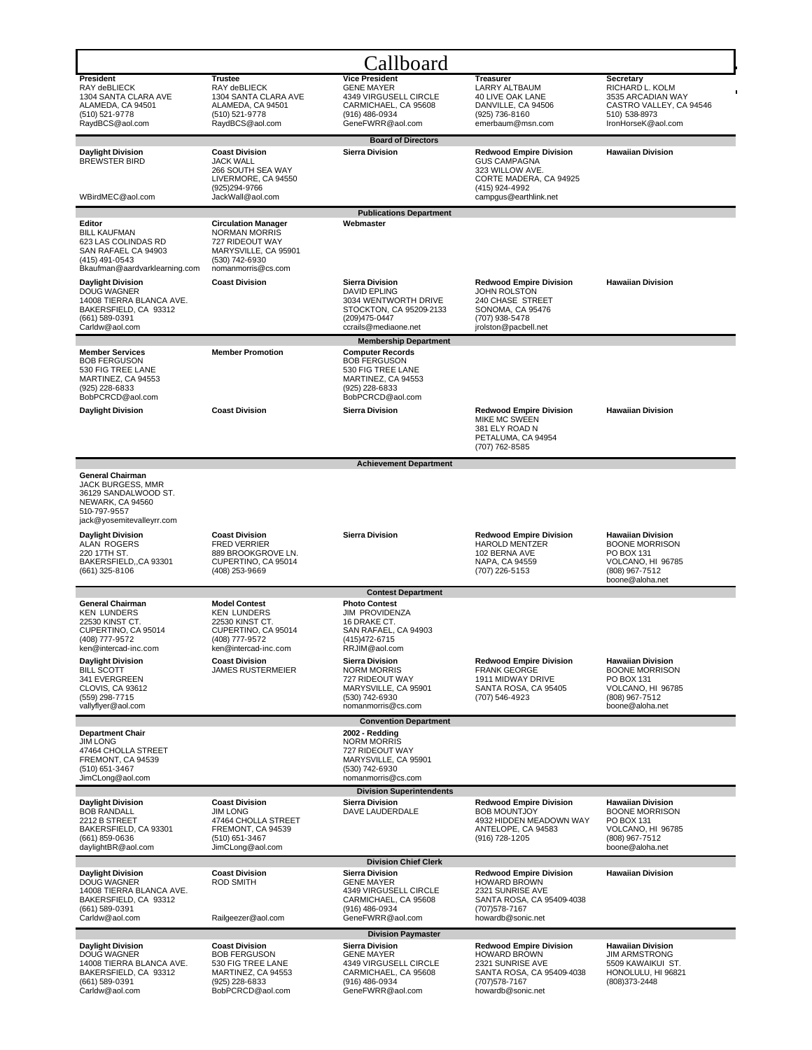# Callboard

| President | Trustee | Vice President | Treasurer | Secretary |
|---|---|---|---|---|
| RAY deBLIECK<br>1304 SANTA CLARA AVE<br>ALAMEDA, CA 94501<br>(510) 521-9778<br>RaydBCS@aol.com | RAY deBLIECK<br>1304 SANTA CLARA AVE<br>ALAMEDA, CA 94501<br>(510) 521-9778<br>RaydBCS@aol.com | GENE MAYER<br>4349 VIRGUSELL CIRCLE<br>CARMICHAEL, CA 95608<br>(916) 486-0934<br>GeneFWRR@aol.com | LARRY ALTBAUM<br>40 LIVE OAK LANE<br>DANVILLE, CA 94506<br>(925) 736-8160<br>emerbaum@msn.com | RICHARD L. KOLM<br>3535 ARCADIAN WAY<br>CASTRO VALLEY, CA 94546<br>510) 538-8973<br>IronHorseK@aol.com |

## Board of Directors

| Daylight Division | Coast Division | Sierra Division | Redwood Empire Division | Hawaiian Division |
|---|---|---|---|---|
| BREWSTER BIRD<br>WBirdMEC@aol.com | JACK WALL<br>266 SOUTH SEA WAY<br>LIVERMORE, CA 94550<br>(925)294-9766<br>JackWall@aol.com | | GUS CAMPAGNA<br>323 WILLOW AVE.<br>CORTE MADERA, CA 94925<br>(415) 924-4992<br>campgus@earthlink.net | |

## Publications Department

| Editor | Circulation Manager | Webmaster | | |
|---|---|---|---|---|
| BILL KAUFMAN<br>623 LAS COLINDAS RD<br>SAN RAFAEL CA 94903<br>(415) 491-0543<br>Bkaufman@aardvarklearning.com | NORMAN MORRIS<br>727 RIDEOUT WAY<br>MARYSVILLE, CA 95901<br>(530) 742-6930<br>nomanmorris@cs.com | | | |
| **Daylight Division** | **Coast Division** | **Sierra Division** | **Redwood Empire Division** | **Hawaiian Division** |
| DOUG WAGNER<br>14008 TIERRA BLANCA AVE.<br>BAKERSFIELD, CA 93312<br>(661) 589-0391<br>Carldw@aol.com | | DAVID EPLING<br>3034 WENTWORTH DRIVE<br>STOCKTON, CA 95209-2133<br>(209)475-0447<br>ccrails@mediaone.net | JOHN ROLSTON<br>240 CHASE STREET<br>SONOMA, CA 95476<br>(707) 938-5478<br>jrolston@pacbell.net | |

## Membership Department

| Member Services | Member Promotion | Computer Records | | |
|---|---|---|---|---|
| BOB FERGUSON<br>530 FIG TREE LANE<br>MARTINEZ, CA 94553<br>(925) 228-6833<br>BobPCRCD@aol.com | | BOB FERGUSON<br>530 FIG TREE LANE<br>MARTINEZ, CA 94553<br>(925) 228-6833<br>BobPCRCD@aol.com | | |
| **Daylight Division** | **Coast Division** | **Sierra Division** | **Redwood Empire Division** | **Hawaiian Division** |
| | | | MIKE MC SWEEN<br>381 ELY ROAD N<br>PETALUMA, CA 94954<br>(707) 762-8585 | |

## Achievement Department

| General Chairman | | | | |
|---|---|---|---|---|
| JACK BURGESS, MMR<br>36129 SANDALWOOD ST.<br>NEWARK, CA 94560<br>510-797-9557<br>jack@yosemitevalleyrr.com | | | | |
| **Daylight Division** | **Coast Division** | **Sierra Division** | **Redwood Empire Division** | **Hawaiian Division** |
| ALAN ROGERS<br>220 17TH ST.<br>BAKERSFIELD,,CA 93301<br>(661) 325-8106 | FRED VERRIER<br>889 BROOKGROVE LN.<br>CUPERTINO, CA 95014<br>(408) 253-9669 | | HAROLD MENTZER<br>102 BERNA AVE<br>NAPA, CA 94559<br>(707) 226-5153 | BOONE MORRISON<br>PO BOX 131<br>VOLCANO, HI 96785<br>(808) 967-7512<br>boone@aloha.net |

## Contest Department

| General Chairman | Model Contest | Photo Contest | | |
|---|---|---|---|---|
| KEN LUNDERS<br>22530 KINST CT.<br>CUPERTINO, CA 95014<br>(408) 777-9572<br>ken@intercad-inc.com | KEN LUNDERS<br>22530 KINST CT.<br>CUPERTINO, CA 95014<br>(408) 777-9572<br>ken@intercad-inc.com | JIM PROVIDENZA<br>16 DRAKE CT.<br>SAN RAFAEL, CA 94903<br>(415)472-6715<br>RRJIM@aol.com | | |
| **Daylight Division** | **Coast Division** | **Sierra Division** | **Redwood Empire Division** | **Hawaiian Division** |
| BILL SCOTT<br>341 EVERGREEN<br>CLOVIS, CA 93612<br>(559) 298-7715<br>vallyflyer@aol.com | JAMES RUSTERMEIER | NORM MORRIS<br>727 RIDEOUT WAY<br>MARYSVILLE, CA 95901<br>(530) 742-6930<br>nomanmorris@cs.com | FRANK GEORGE<br>1911 MIDWAY DRIVE<br>SANTA ROSA, CA 95405<br>(707) 546-4923 | BOONE MORRISON<br>PO BOX 131<br>VOLCANO, HI 96785<br>(808) 967-7512<br>boone@aloha.net |

## Convention Department

| Department Chair | | 2002 - Redding | | |
|---|---|---|---|---|
| JIM LONG<br>47464 CHOLLA STREET<br>FREMONT, CA 94539<br>(510) 651-3467<br>JimCLong@aol.com | | NORM MORRIS<br>727 RIDEOUT WAY<br>MARYSVILLE, CA 95901<br>(530) 742-6930<br>nomanmorris@cs.com | | |

## Division Superintendents

| Daylight Division | Coast Division | Sierra Division | Redwood Empire Division | Hawaiian Division |
|---|---|---|---|---|
| BOB RANDALL<br>2212 B STREET<br>BAKERSFIELD, CA 93301<br>(661) 859-0636<br>daylightBR@aol.com | JIM LONG<br>47464 CHOLLA STREET<br>FREMONT, CA 94539<br>(510) 651-3467<br>JimCLong@aol.com | DAVE LAUDERDALE | BOB MOUNTJOY<br>4932 HIDDEN MEADOWN WAY<br>ANTELOPE, CA 94583<br>(916) 728-1205 | BOONE MORRISON<br>PO BOX 131<br>VOLCANO, HI 96785<br>(808) 967-7512<br>boone@aloha.net |

## Division Chief Clerk

| Daylight Division | Coast Division | Sierra Division | Redwood Empire Division | Hawaiian Division |
|---|---|---|---|---|
| DOUG WAGNER<br>14008 TIERRA BLANCA AVE.<br>BAKERSFIELD, CA 93312<br>(661) 589-0391<br>Carldw@aol.com | ROD SMITH<br>Railgeezer@aol.com | GENE MAYER<br>4349 VIRGUSELL CIRCLE<br>CARMICHAEL, CA 95608<br>(916) 486-0934<br>GeneFWRR@aol.com | HOWARD BROWN<br>2321 SUNRISE AVE<br>SANTA ROSA, CA 95409-4038<br>(707)578-7167<br>howardb@sonic.net | |

## Division Paymaster

| Daylight Division | Coast Division | Sierra Division | Redwood Empire Division | Hawaiian Division |
|---|---|---|---|---|
| DOUG WAGNER<br>14008 TIERRA BLANCA AVE.<br>BAKERSFIELD, CA 93312<br>(661) 589-0391<br>Carldw@aol.com | BOB FERGUSON<br>530 FIG TREE LANE<br>MARTINEZ, CA 94553<br>(925) 228-6833<br>BobPCRCD@aol.com | GENE MAYER<br>4349 VIRGUSELL CIRCLE<br>CARMICHAEL, CA 95608<br>(916) 486-0934<br>GeneFWRR@aol.com | HOWARD BROWN<br>2321 SUNRISE AVE<br>SANTA ROSA, CA 95409-4038<br>(707)578-7167<br>howardb@sonic.net | JIM ARMSTRONG<br>5509 KAWAIKUI ST.<br>HONOLULU, HI 96821<br>(808)373-2448 |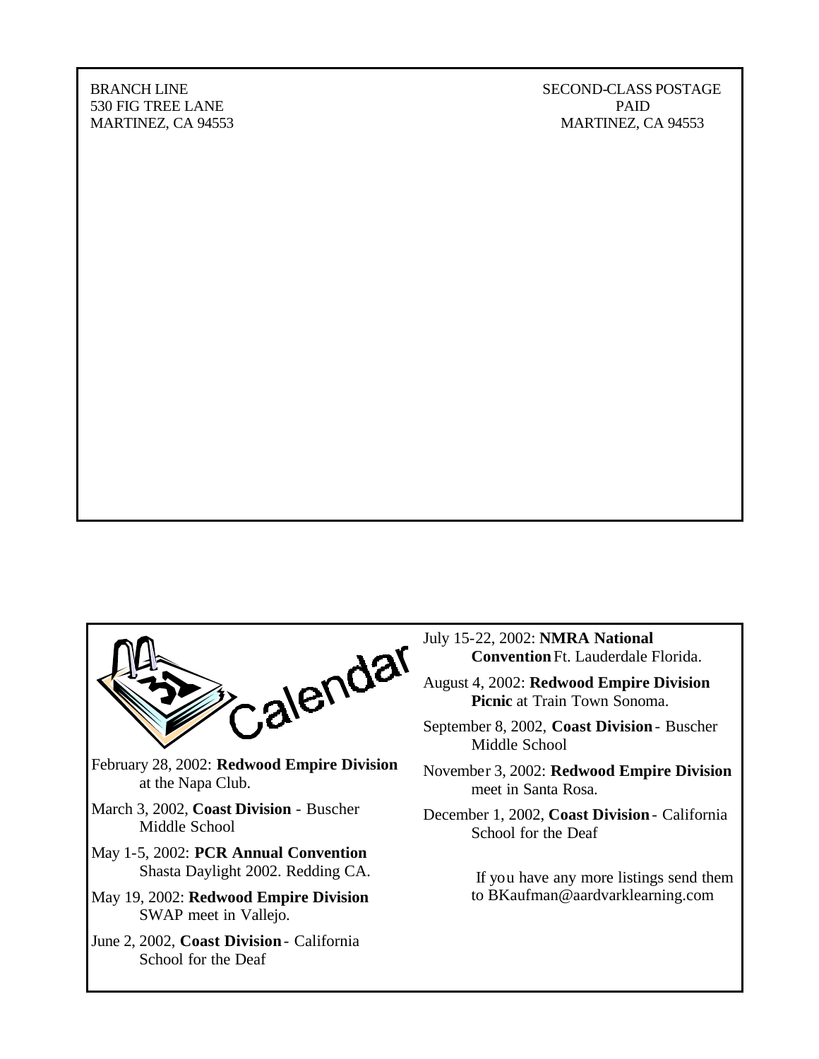BRANCH LINE
530 FIG TREE LANE
MARTINEZ, CA 94553

SECOND-CLASS POSTAGE
PAID
MARTINEZ, CA 94553

# Calendar

February 28, 2002: **Redwood Empire Division** at the Napa Club.

March 3, 2002, **Coast Division** - Buscher Middle School

May 1-5, 2002: **PCR Annual Convention** Shasta Daylight 2002. Redding CA.

May 19, 2002: **Redwood Empire Division** SWAP meet in Vallejo.

June 2, 2002, **Coast Division** - California School for the Deaf

July 15-22, 2002: **NMRA National Convention** Ft. Lauderdale Florida.

August 4, 2002: **Redwood Empire Division Picnic** at Train Town Sonoma.

September 8, 2002, **Coast Division** - Buscher Middle School

November 3, 2002: **Redwood Empire Division** meet in Santa Rosa.

December 1, 2002, **Coast Division** - California School for the Deaf

If you have any more listings send them to BKaufman@aardvarklearning.com